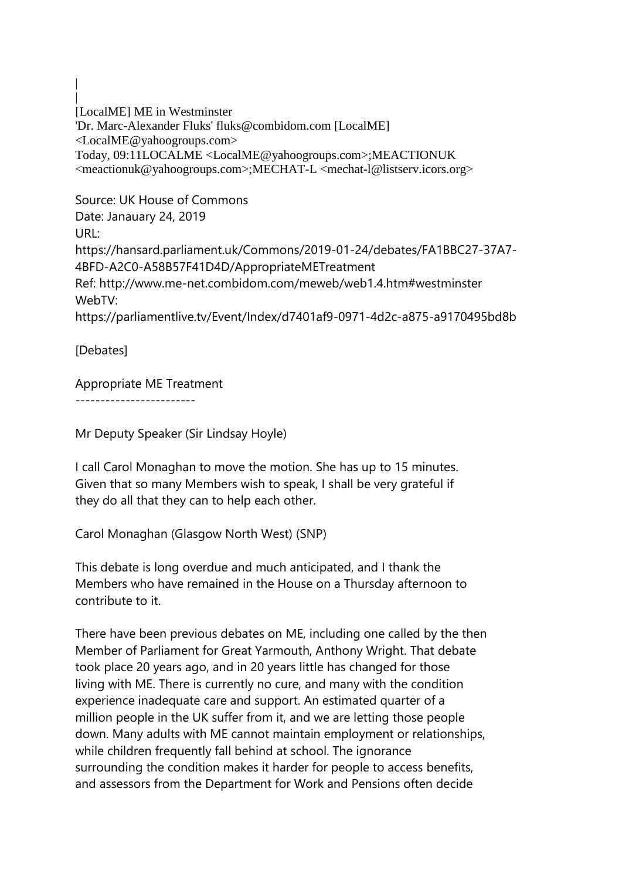|
|
[LocalME] ME in Westminster
'Dr. Marc-Alexander Fluks' fluks@combidom.com [LocalME] <LocalME@yahoogroups.com>
Today, 09:11LOCALME <LocalME@yahoogroups.com>;MEACTIONUK <meactionuk@yahoogroups.com>;MECHAT-L <mechat-l@listserv.icors.org>

Source: UK House of Commons
Date: Janauary 24, 2019
URL:
https://hansard.parliament.uk/Commons/2019-01-24/debates/FA1BBC27-37A7-4BFD-A2C0-A58B57F41D4D/AppropriateMETreatment
Ref: http://www.me-net.combidom.com/meweb/web1.4.htm#westminster
WebTV:
https://parliamentlive.tv/Event/Index/d7401af9-0971-4d2c-a875-a9170495bd8b

[Debates]

## Appropriate ME Treatment

Mr Deputy Speaker (Sir Lindsay Hoyle)

I call Carol Monaghan to move the motion. She has up to 15 minutes. Given that so many Members wish to speak, I shall be very grateful if they do all that they can to help each other.

Carol Monaghan (Glasgow North West) (SNP)

This debate is long overdue and much anticipated, and I thank the Members who have remained in the House on a Thursday afternoon to contribute to it.

There have been previous debates on ME, including one called by the then Member of Parliament for Great Yarmouth, Anthony Wright. That debate took place 20 years ago, and in 20 years little has changed for those living with ME. There is currently no cure, and many with the condition experience inadequate care and support. An estimated quarter of a million people in the UK suffer from it, and we are letting those people down. Many adults with ME cannot maintain employment or relationships, while children frequently fall behind at school. The ignorance surrounding the condition makes it harder for people to access benefits, and assessors from the Department for Work and Pensions often decide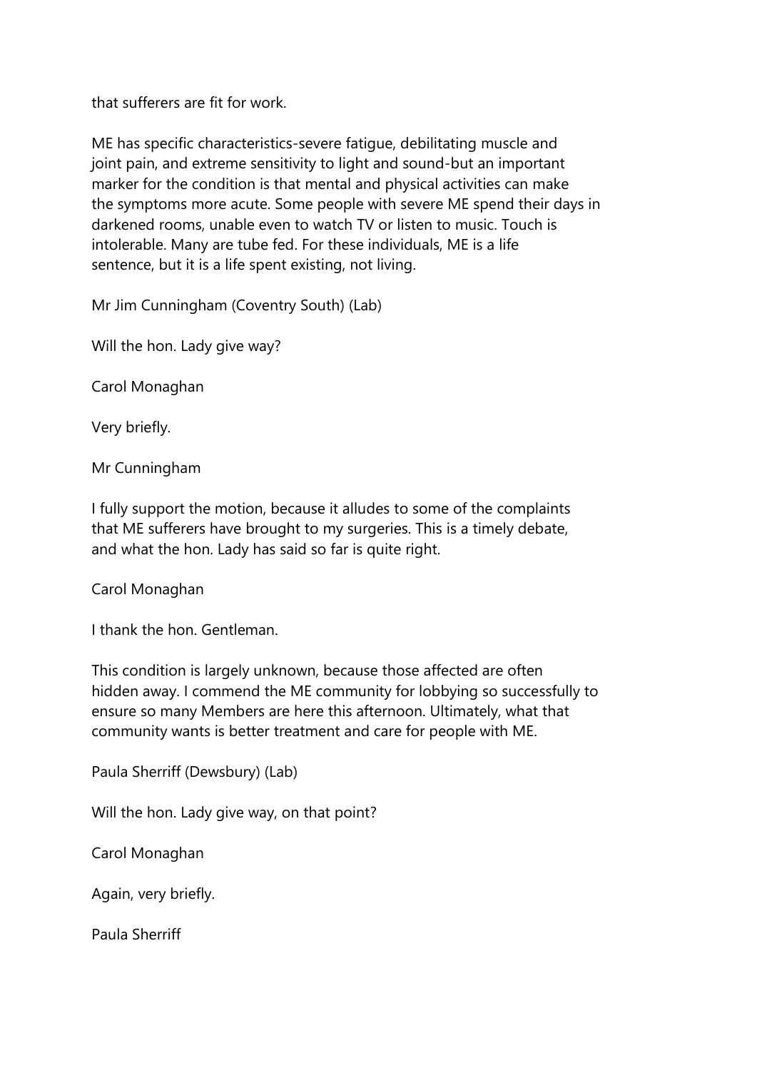that sufferers are fit for work.

ME has specific characteristics-severe fatigue, debilitating muscle and joint pain, and extreme sensitivity to light and sound-but an important marker for the condition is that mental and physical activities can make the symptoms more acute. Some people with severe ME spend their days in darkened rooms, unable even to watch TV or listen to music. Touch is intolerable. Many are tube fed. For these individuals, ME is a life sentence, but it is a life spent existing, not living.

Mr Jim Cunningham (Coventry South) (Lab)

Will the hon. Lady give way?

Carol Monaghan

Very briefly.

Mr Cunningham

I fully support the motion, because it alludes to some of the complaints that ME sufferers have brought to my surgeries. This is a timely debate, and what the hon. Lady has said so far is quite right.

Carol Monaghan

I thank the hon. Gentleman.

This condition is largely unknown, because those affected are often hidden away. I commend the ME community for lobbying so successfully to ensure so many Members are here this afternoon. Ultimately, what that community wants is better treatment and care for people with ME.

Paula Sherriff (Dewsbury) (Lab)

Will the hon. Lady give way, on that point?

Carol Monaghan

Again, very briefly.

Paula Sherriff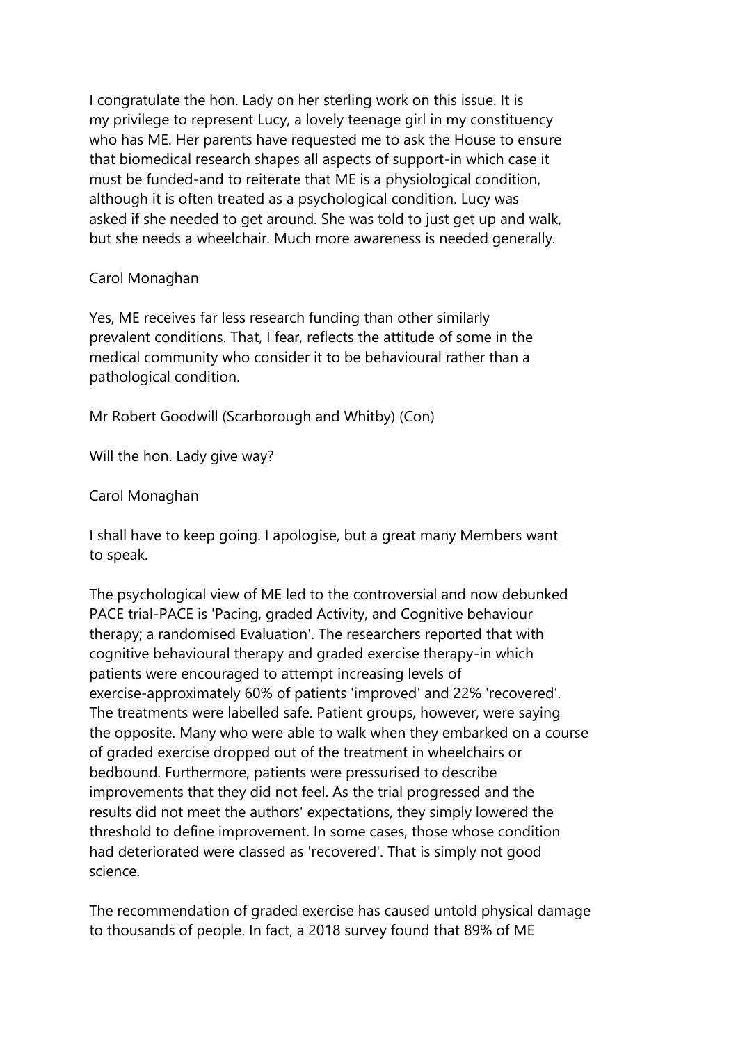I congratulate the hon. Lady on her sterling work on this issue. It is my privilege to represent Lucy, a lovely teenage girl in my constituency who has ME. Her parents have requested me to ask the House to ensure that biomedical research shapes all aspects of support-in which case it must be funded-and to reiterate that ME is a physiological condition, although it is often treated as a psychological condition. Lucy was asked if she needed to get around. She was told to just get up and walk, but she needs a wheelchair. Much more awareness is needed generally.

Carol Monaghan

Yes, ME receives far less research funding than other similarly prevalent conditions. That, I fear, reflects the attitude of some in the medical community who consider it to be behavioural rather than a pathological condition.

Mr Robert Goodwill (Scarborough and Whitby) (Con)

Will the hon. Lady give way?

Carol Monaghan

I shall have to keep going. I apologise, but a great many Members want to speak.

The psychological view of ME led to the controversial and now debunked PACE trial-PACE is 'Pacing, graded Activity, and Cognitive behaviour therapy; a randomised Evaluation'. The researchers reported that with cognitive behavioural therapy and graded exercise therapy-in which patients were encouraged to attempt increasing levels of exercise-approximately 60% of patients 'improved' and 22% 'recovered'. The treatments were labelled safe. Patient groups, however, were saying the opposite. Many who were able to walk when they embarked on a course of graded exercise dropped out of the treatment in wheelchairs or bedbound. Furthermore, patients were pressurised to describe improvements that they did not feel. As the trial progressed and the results did not meet the authors' expectations, they simply lowered the threshold to define improvement. In some cases, those whose condition had deteriorated were classed as 'recovered'. That is simply not good science.

The recommendation of graded exercise has caused untold physical damage to thousands of people. In fact, a 2018 survey found that 89% of ME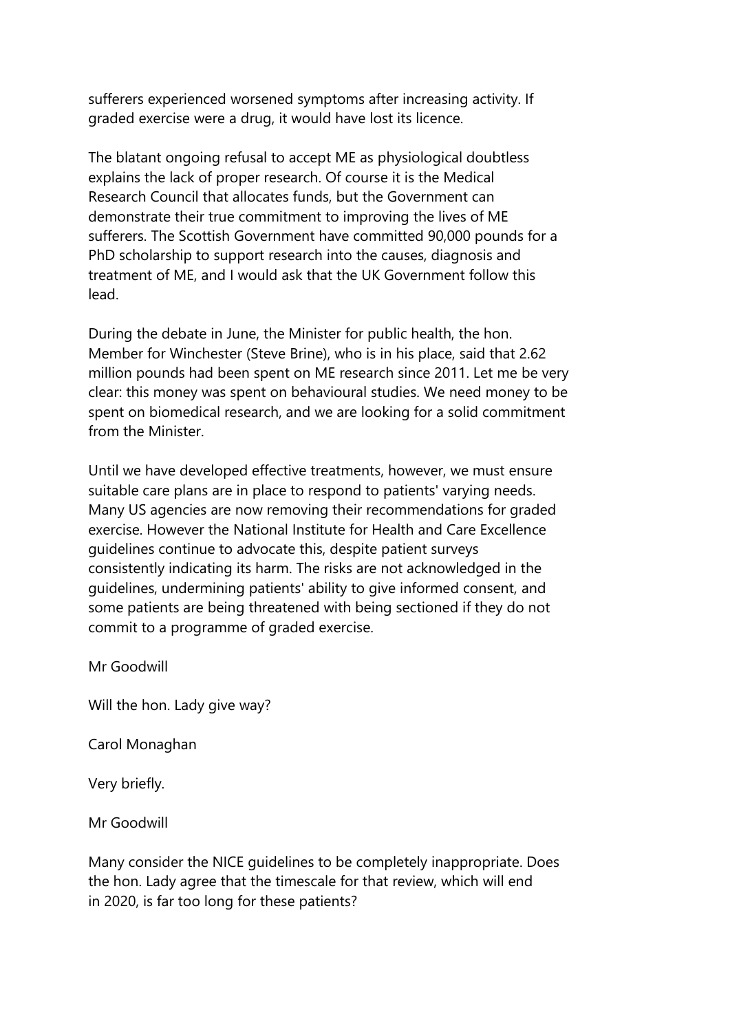sufferers experienced worsened symptoms after increasing activity. If graded exercise were a drug, it would have lost its licence.

The blatant ongoing refusal to accept ME as physiological doubtless explains the lack of proper research. Of course it is the Medical Research Council that allocates funds, but the Government can demonstrate their true commitment to improving the lives of ME sufferers. The Scottish Government have committed 90,000 pounds for a PhD scholarship to support research into the causes, diagnosis and treatment of ME, and I would ask that the UK Government follow this lead.

During the debate in June, the Minister for public health, the hon. Member for Winchester (Steve Brine), who is in his place, said that 2.62 million pounds had been spent on ME research since 2011. Let me be very clear: this money was spent on behavioural studies. We need money to be spent on biomedical research, and we are looking for a solid commitment from the Minister.

Until we have developed effective treatments, however, we must ensure suitable care plans are in place to respond to patients' varying needs. Many US agencies are now removing their recommendations for graded exercise. However the National Institute for Health and Care Excellence guidelines continue to advocate this, despite patient surveys consistently indicating its harm. The risks are not acknowledged in the guidelines, undermining patients' ability to give informed consent, and some patients are being threatened with being sectioned if they do not commit to a programme of graded exercise.

Mr Goodwill

Will the hon. Lady give way?

Carol Monaghan

Very briefly.

Mr Goodwill

Many consider the NICE guidelines to be completely inappropriate. Does the hon. Lady agree that the timescale for that review, which will end in 2020, is far too long for these patients?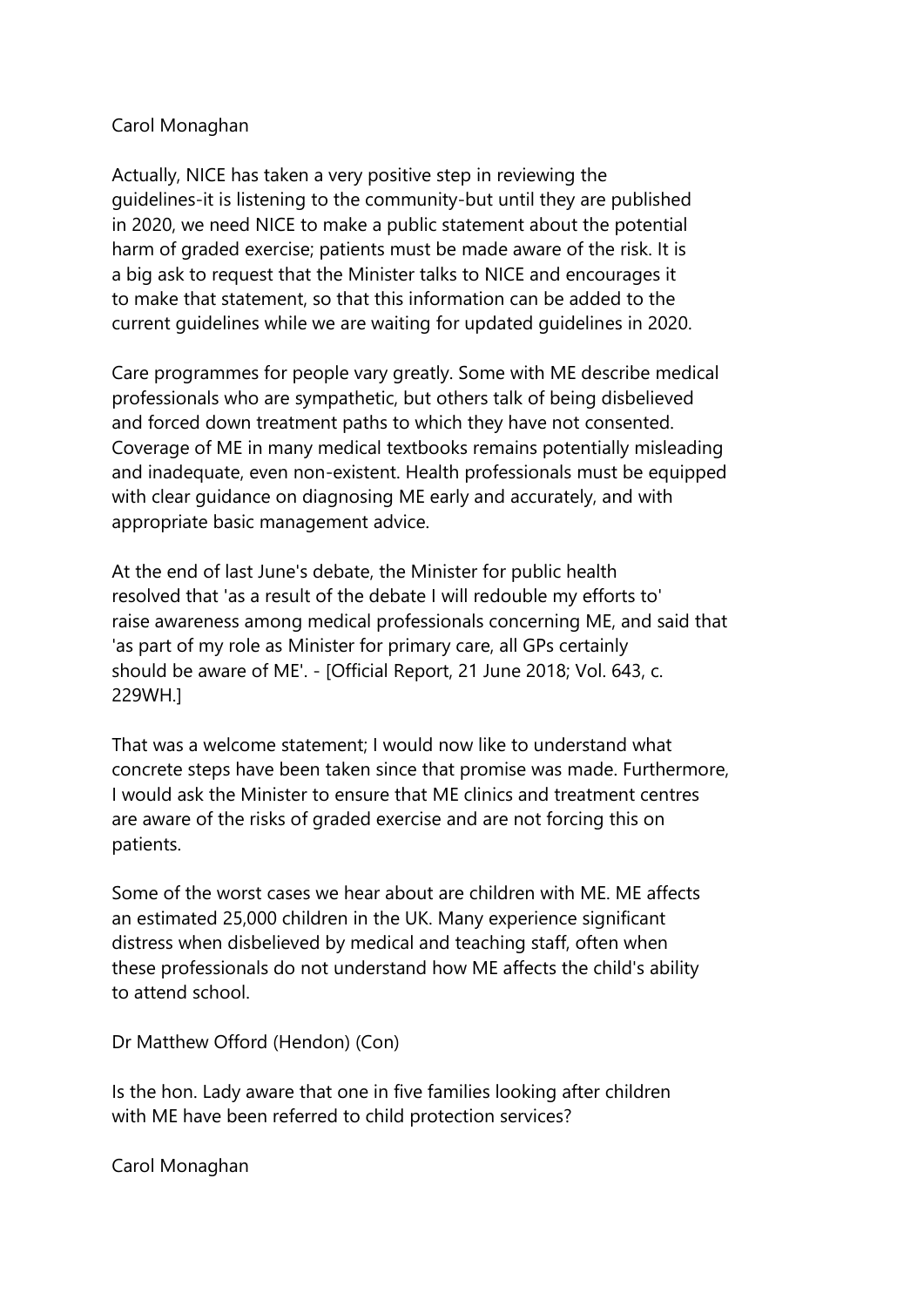Carol Monaghan

Actually, NICE has taken a very positive step in reviewing the guidelines-it is listening to the community-but until they are published in 2020, we need NICE to make a public statement about the potential harm of graded exercise; patients must be made aware of the risk. It is a big ask to request that the Minister talks to NICE and encourages it to make that statement, so that this information can be added to the current guidelines while we are waiting for updated guidelines in 2020.

Care programmes for people vary greatly. Some with ME describe medical professionals who are sympathetic, but others talk of being disbelieved and forced down treatment paths to which they have not consented. Coverage of ME in many medical textbooks remains potentially misleading and inadequate, even non-existent. Health professionals must be equipped with clear guidance on diagnosing ME early and accurately, and with appropriate basic management advice.

At the end of last June's debate, the Minister for public health resolved that 'as a result of the debate I will redouble my efforts to' raise awareness among medical professionals concerning ME, and said that 'as part of my role as Minister for primary care, all GPs certainly should be aware of ME'. - [Official Report, 21 June 2018; Vol. 643, c. 229WH.]

That was a welcome statement; I would now like to understand what concrete steps have been taken since that promise was made. Furthermore, I would ask the Minister to ensure that ME clinics and treatment centres are aware of the risks of graded exercise and are not forcing this on patients.

Some of the worst cases we hear about are children with ME. ME affects an estimated 25,000 children in the UK. Many experience significant distress when disbelieved by medical and teaching staff, often when these professionals do not understand how ME affects the child's ability to attend school.

Dr Matthew Offord (Hendon) (Con)

Is the hon. Lady aware that one in five families looking after children with ME have been referred to child protection services?

Carol Monaghan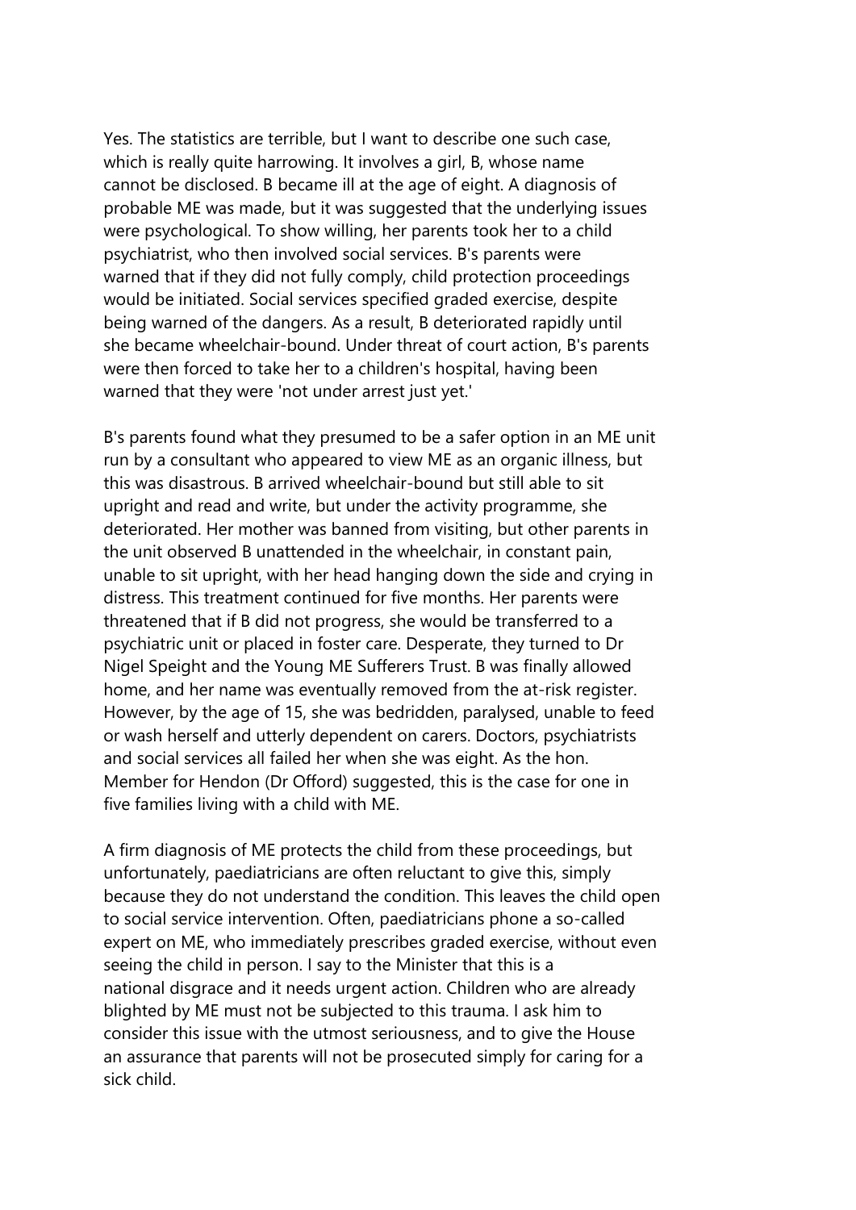Yes. The statistics are terrible, but I want to describe one such case, which is really quite harrowing. It involves a girl, B, whose name cannot be disclosed. B became ill at the age of eight. A diagnosis of probable ME was made, but it was suggested that the underlying issues were psychological. To show willing, her parents took her to a child psychiatrist, who then involved social services. B's parents were warned that if they did not fully comply, child protection proceedings would be initiated. Social services specified graded exercise, despite being warned of the dangers. As a result, B deteriorated rapidly until she became wheelchair-bound. Under threat of court action, B's parents were then forced to take her to a children's hospital, having been warned that they were 'not under arrest just yet.'

B's parents found what they presumed to be a safer option in an ME unit run by a consultant who appeared to view ME as an organic illness, but this was disastrous. B arrived wheelchair-bound but still able to sit upright and read and write, but under the activity programme, she deteriorated. Her mother was banned from visiting, but other parents in the unit observed B unattended in the wheelchair, in constant pain, unable to sit upright, with her head hanging down the side and crying in distress. This treatment continued for five months. Her parents were threatened that if B did not progress, she would be transferred to a psychiatric unit or placed in foster care. Desperate, they turned to Dr Nigel Speight and the Young ME Sufferers Trust. B was finally allowed home, and her name was eventually removed from the at-risk register. However, by the age of 15, she was bedridden, paralysed, unable to feed or wash herself and utterly dependent on carers. Doctors, psychiatrists and social services all failed her when she was eight. As the hon. Member for Hendon (Dr Offord) suggested, this is the case for one in five families living with a child with ME.

A firm diagnosis of ME protects the child from these proceedings, but unfortunately, paediatricians are often reluctant to give this, simply because they do not understand the condition. This leaves the child open to social service intervention. Often, paediatricians phone a so-called expert on ME, who immediately prescribes graded exercise, without even seeing the child in person. I say to the Minister that this is a national disgrace and it needs urgent action. Children who are already blighted by ME must not be subjected to this trauma. I ask him to consider this issue with the utmost seriousness, and to give the House an assurance that parents will not be prosecuted simply for caring for a sick child.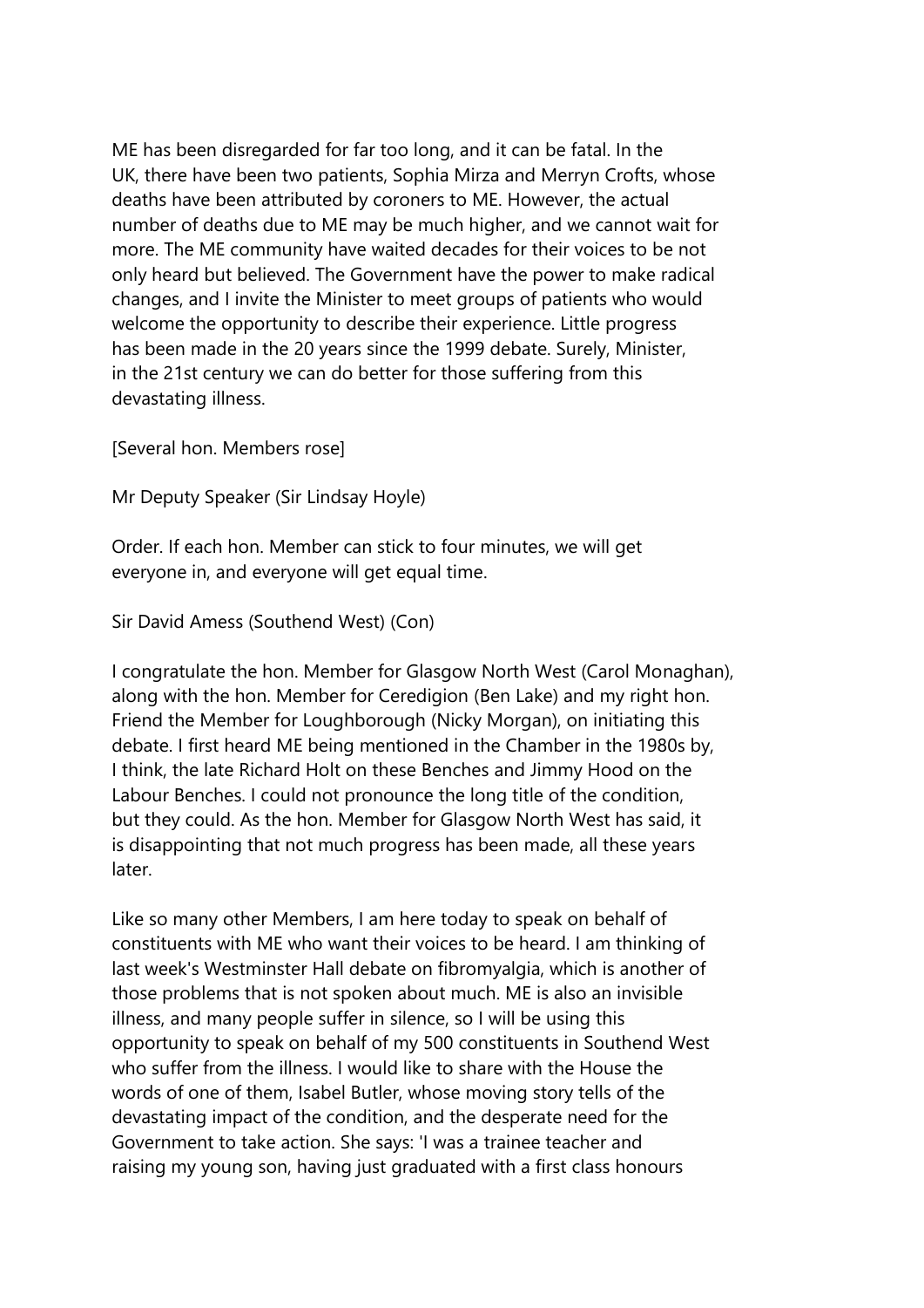ME has been disregarded for far too long, and it can be fatal. In the UK, there have been two patients, Sophia Mirza and Merryn Crofts, whose deaths have been attributed by coroners to ME. However, the actual number of deaths due to ME may be much higher, and we cannot wait for more. The ME community have waited decades for their voices to be not only heard but believed. The Government have the power to make radical changes, and I invite the Minister to meet groups of patients who would welcome the opportunity to describe their experience. Little progress has been made in the 20 years since the 1999 debate. Surely, Minister, in the 21st century we can do better for those suffering from this devastating illness.

[Several hon. Members rose]

Mr Deputy Speaker (Sir Lindsay Hoyle)

Order. If each hon. Member can stick to four minutes, we will get everyone in, and everyone will get equal time.

Sir David Amess (Southend West) (Con)

I congratulate the hon. Member for Glasgow North West (Carol Monaghan), along with the hon. Member for Ceredigion (Ben Lake) and my right hon. Friend the Member for Loughborough (Nicky Morgan), on initiating this debate. I first heard ME being mentioned in the Chamber in the 1980s by, I think, the late Richard Holt on these Benches and Jimmy Hood on the Labour Benches. I could not pronounce the long title of the condition, but they could. As the hon. Member for Glasgow North West has said, it is disappointing that not much progress has been made, all these years later.

Like so many other Members, I am here today to speak on behalf of constituents with ME who want their voices to be heard. I am thinking of last week's Westminster Hall debate on fibromyalgia, which is another of those problems that is not spoken about much. ME is also an invisible illness, and many people suffer in silence, so I will be using this opportunity to speak on behalf of my 500 constituents in Southend West who suffer from the illness. I would like to share with the House the words of one of them, Isabel Butler, whose moving story tells of the devastating impact of the condition, and the desperate need for the Government to take action. She says: 'I was a trainee teacher and raising my young son, having just graduated with a first class honours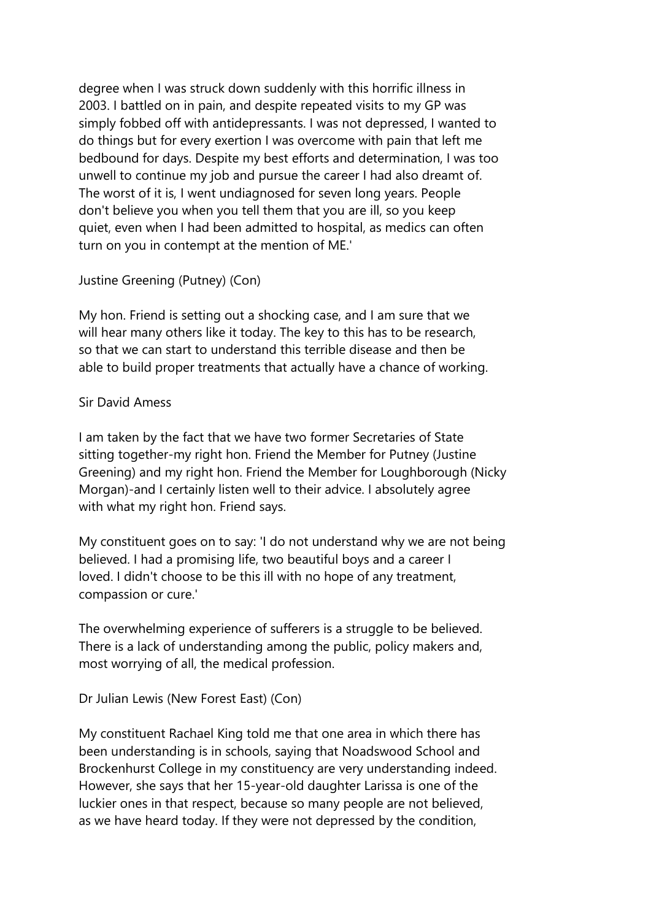degree when I was struck down suddenly with this horrific illness in 2003. I battled on in pain, and despite repeated visits to my GP was simply fobbed off with antidepressants. I was not depressed, I wanted to do things but for every exertion I was overcome with pain that left me bedbound for days. Despite my best efforts and determination, I was too unwell to continue my job and pursue the career I had also dreamt of. The worst of it is, I went undiagnosed for seven long years. People don't believe you when you tell them that you are ill, so you keep quiet, even when I had been admitted to hospital, as medics can often turn on you in contempt at the mention of ME.'

Justine Greening (Putney) (Con)

My hon. Friend is setting out a shocking case, and I am sure that we will hear many others like it today. The key to this has to be research, so that we can start to understand this terrible disease and then be able to build proper treatments that actually have a chance of working.

Sir David Amess

I am taken by the fact that we have two former Secretaries of State sitting together-my right hon. Friend the Member for Putney (Justine Greening) and my right hon. Friend the Member for Loughborough (Nicky Morgan)-and I certainly listen well to their advice. I absolutely agree with what my right hon. Friend says.

My constituent goes on to say: 'I do not understand why we are not being believed. I had a promising life, two beautiful boys and a career I loved. I didn't choose to be this ill with no hope of any treatment, compassion or cure.'

The overwhelming experience of sufferers is a struggle to be believed. There is a lack of understanding among the public, policy makers and, most worrying of all, the medical profession.

Dr Julian Lewis (New Forest East) (Con)

My constituent Rachael King told me that one area in which there has been understanding is in schools, saying that Noadswood School and Brockenhurst College in my constituency are very understanding indeed. However, she says that her 15-year-old daughter Larissa is one of the luckier ones in that respect, because so many people are not believed, as we have heard today. If they were not depressed by the condition,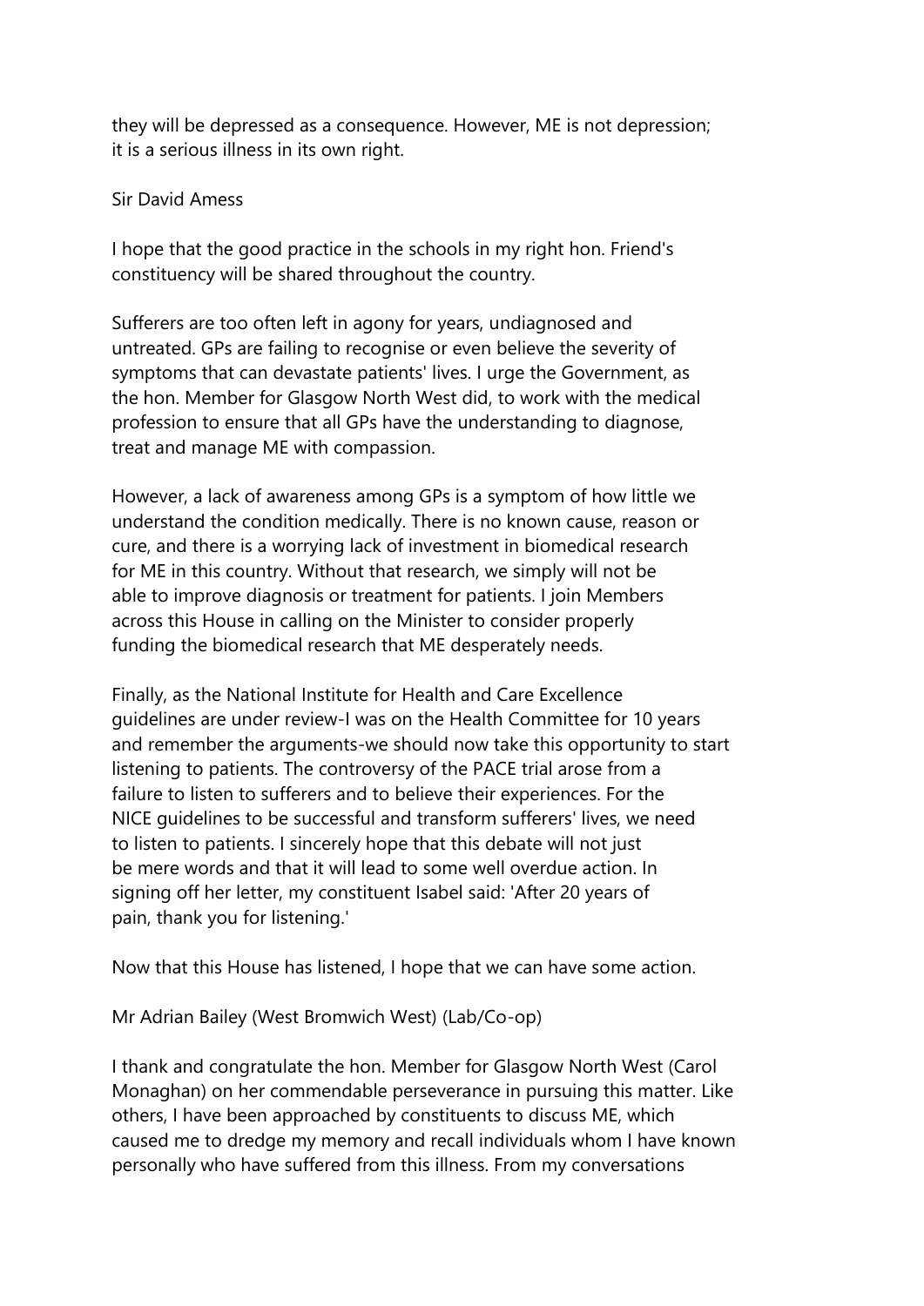they will be depressed as a consequence. However, ME is not depression; it is a serious illness in its own right.

Sir David Amess

I hope that the good practice in the schools in my right hon. Friend's constituency will be shared throughout the country.

Sufferers are too often left in agony for years, undiagnosed and untreated. GPs are failing to recognise or even believe the severity of symptoms that can devastate patients' lives. I urge the Government, as the hon. Member for Glasgow North West did, to work with the medical profession to ensure that all GPs have the understanding to diagnose, treat and manage ME with compassion.

However, a lack of awareness among GPs is a symptom of how little we understand the condition medically. There is no known cause, reason or cure, and there is a worrying lack of investment in biomedical research for ME in this country. Without that research, we simply will not be able to improve diagnosis or treatment for patients. I join Members across this House in calling on the Minister to consider properly funding the biomedical research that ME desperately needs.

Finally, as the National Institute for Health and Care Excellence guidelines are under review-I was on the Health Committee for 10 years and remember the arguments-we should now take this opportunity to start listening to patients. The controversy of the PACE trial arose from a failure to listen to sufferers and to believe their experiences. For the NICE guidelines to be successful and transform sufferers' lives, we need to listen to patients. I sincerely hope that this debate will not just be mere words and that it will lead to some well overdue action. In signing off her letter, my constituent Isabel said: 'After 20 years of pain, thank you for listening.'

Now that this House has listened, I hope that we can have some action.

Mr Adrian Bailey (West Bromwich West) (Lab/Co-op)

I thank and congratulate the hon. Member for Glasgow North West (Carol Monaghan) on her commendable perseverance in pursuing this matter. Like others, I have been approached by constituents to discuss ME, which caused me to dredge my memory and recall individuals whom I have known personally who have suffered from this illness. From my conversations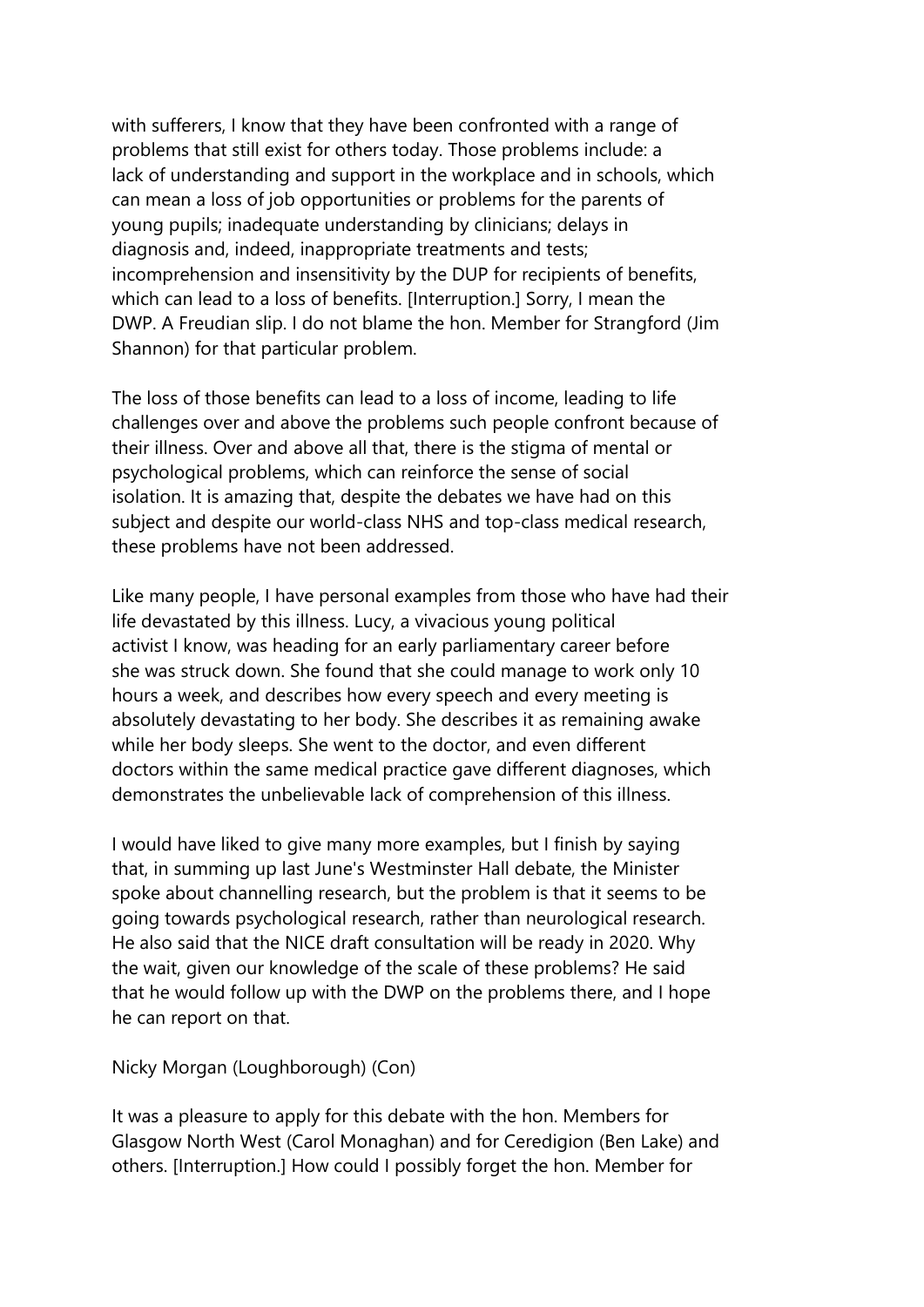with sufferers, I know that they have been confronted with a range of problems that still exist for others today. Those problems include: a lack of understanding and support in the workplace and in schools, which can mean a loss of job opportunities or problems for the parents of young pupils; inadequate understanding by clinicians; delays in diagnosis and, indeed, inappropriate treatments and tests; incomprehension and insensitivity by the DUP for recipients of benefits, which can lead to a loss of benefits. [Interruption.] Sorry, I mean the DWP. A Freudian slip. I do not blame the hon. Member for Strangford (Jim Shannon) for that particular problem.

The loss of those benefits can lead to a loss of income, leading to life challenges over and above the problems such people confront because of their illness. Over and above all that, there is the stigma of mental or psychological problems, which can reinforce the sense of social isolation. It is amazing that, despite the debates we have had on this subject and despite our world-class NHS and top-class medical research, these problems have not been addressed.

Like many people, I have personal examples from those who have had their life devastated by this illness. Lucy, a vivacious young political activist I know, was heading for an early parliamentary career before she was struck down. She found that she could manage to work only 10 hours a week, and describes how every speech and every meeting is absolutely devastating to her body. She describes it as remaining awake while her body sleeps. She went to the doctor, and even different doctors within the same medical practice gave different diagnoses, which demonstrates the unbelievable lack of comprehension of this illness.

I would have liked to give many more examples, but I finish by saying that, in summing up last June's Westminster Hall debate, the Minister spoke about channelling research, but the problem is that it seems to be going towards psychological research, rather than neurological research. He also said that the NICE draft consultation will be ready in 2020. Why the wait, given our knowledge of the scale of these problems? He said that he would follow up with the DWP on the problems there, and I hope he can report on that.

Nicky Morgan (Loughborough) (Con)

It was a pleasure to apply for this debate with the hon. Members for Glasgow North West (Carol Monaghan) and for Ceredigion (Ben Lake) and others. [Interruption.] How could I possibly forget the hon. Member for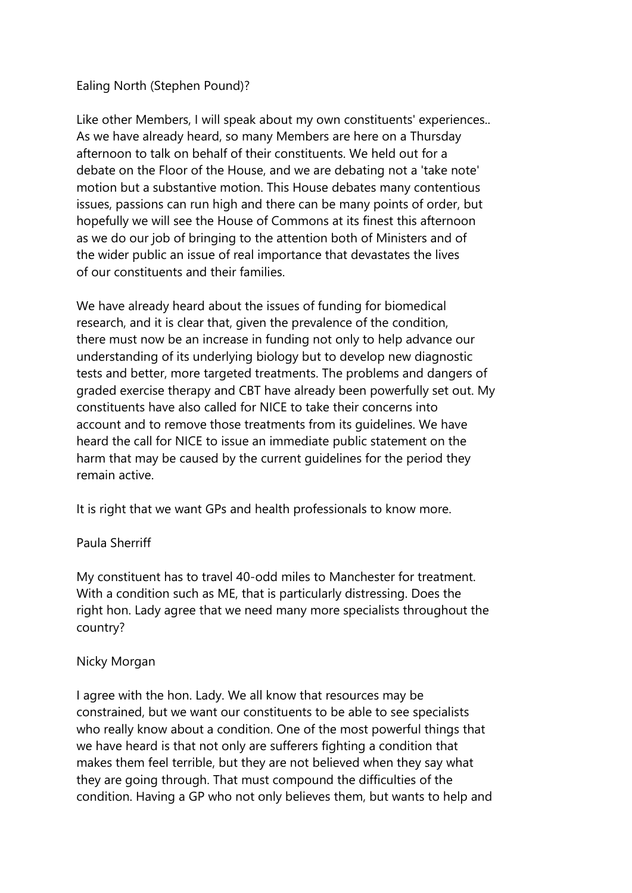Ealing North (Stephen Pound)?

Like other Members, I will speak about my own constituents' experiences.. As we have already heard, so many Members are here on a Thursday afternoon to talk on behalf of their constituents. We held out for a debate on the Floor of the House, and we are debating not a 'take note' motion but a substantive motion. This House debates many contentious issues, passions can run high and there can be many points of order, but hopefully we will see the House of Commons at its finest this afternoon as we do our job of bringing to the attention both of Ministers and of the wider public an issue of real importance that devastates the lives of our constituents and their families.

We have already heard about the issues of funding for biomedical research, and it is clear that, given the prevalence of the condition, there must now be an increase in funding not only to help advance our understanding of its underlying biology but to develop new diagnostic tests and better, more targeted treatments. The problems and dangers of graded exercise therapy and CBT have already been powerfully set out. My constituents have also called for NICE to take their concerns into account and to remove those treatments from its guidelines. We have heard the call for NICE to issue an immediate public statement on the harm that may be caused by the current guidelines for the period they remain active.

It is right that we want GPs and health professionals to know more.

Paula Sherriff

My constituent has to travel 40-odd miles to Manchester for treatment. With a condition such as ME, that is particularly distressing. Does the right hon. Lady agree that we need many more specialists throughout the country?

Nicky Morgan

I agree with the hon. Lady. We all know that resources may be constrained, but we want our constituents to be able to see specialists who really know about a condition. One of the most powerful things that we have heard is that not only are sufferers fighting a condition that makes them feel terrible, but they are not believed when they say what they are going through. That must compound the difficulties of the condition. Having a GP who not only believes them, but wants to help and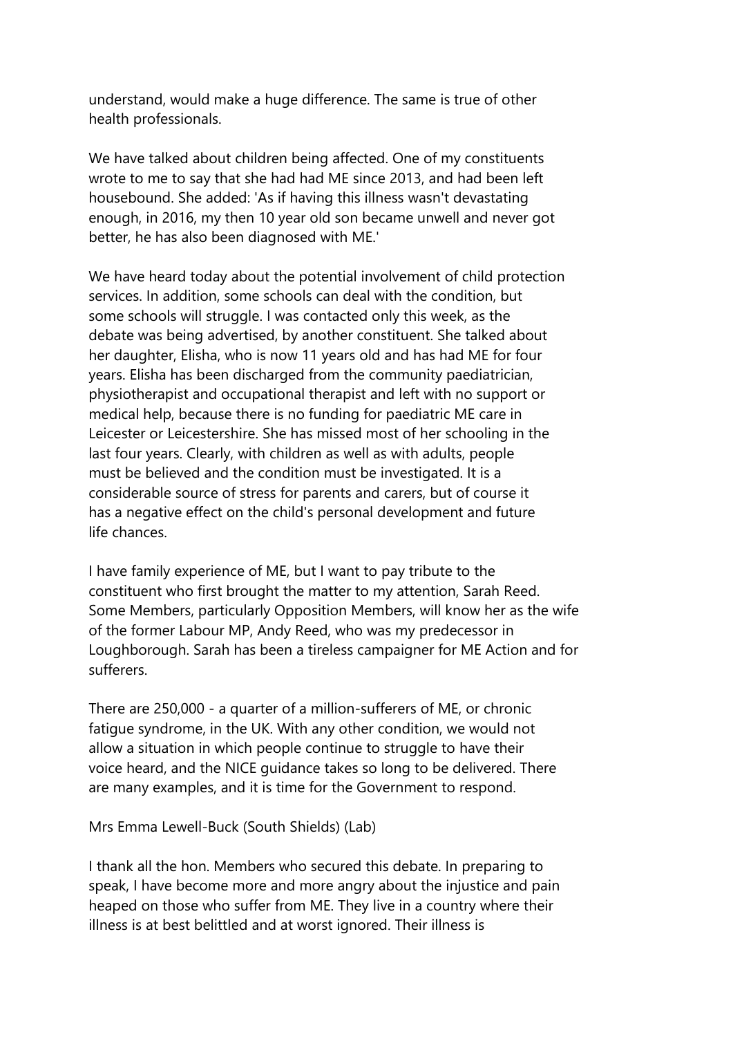understand, would make a huge difference. The same is true of other health professionals.

We have talked about children being affected. One of my constituents wrote to me to say that she had had ME since 2013, and had been left housebound. She added: 'As if having this illness wasn't devastating enough, in 2016, my then 10 year old son became unwell and never got better, he has also been diagnosed with ME.'

We have heard today about the potential involvement of child protection services. In addition, some schools can deal with the condition, but some schools will struggle. I was contacted only this week, as the debate was being advertised, by another constituent. She talked about her daughter, Elisha, who is now 11 years old and has had ME for four years. Elisha has been discharged from the community paediatrician, physiotherapist and occupational therapist and left with no support or medical help, because there is no funding for paediatric ME care in Leicester or Leicestershire. She has missed most of her schooling in the last four years. Clearly, with children as well as with adults, people must be believed and the condition must be investigated. It is a considerable source of stress for parents and carers, but of course it has a negative effect on the child's personal development and future life chances.

I have family experience of ME, but I want to pay tribute to the constituent who first brought the matter to my attention, Sarah Reed. Some Members, particularly Opposition Members, will know her as the wife of the former Labour MP, Andy Reed, who was my predecessor in Loughborough. Sarah has been a tireless campaigner for ME Action and for sufferers.

There are 250,000 - a quarter of a million-sufferers of ME, or chronic fatigue syndrome, in the UK. With any other condition, we would not allow a situation in which people continue to struggle to have their voice heard, and the NICE guidance takes so long to be delivered. There are many examples, and it is time for the Government to respond.

Mrs Emma Lewell-Buck (South Shields) (Lab)

I thank all the hon. Members who secured this debate. In preparing to speak, I have become more and more angry about the injustice and pain heaped on those who suffer from ME. They live in a country where their illness is at best belittled and at worst ignored. Their illness is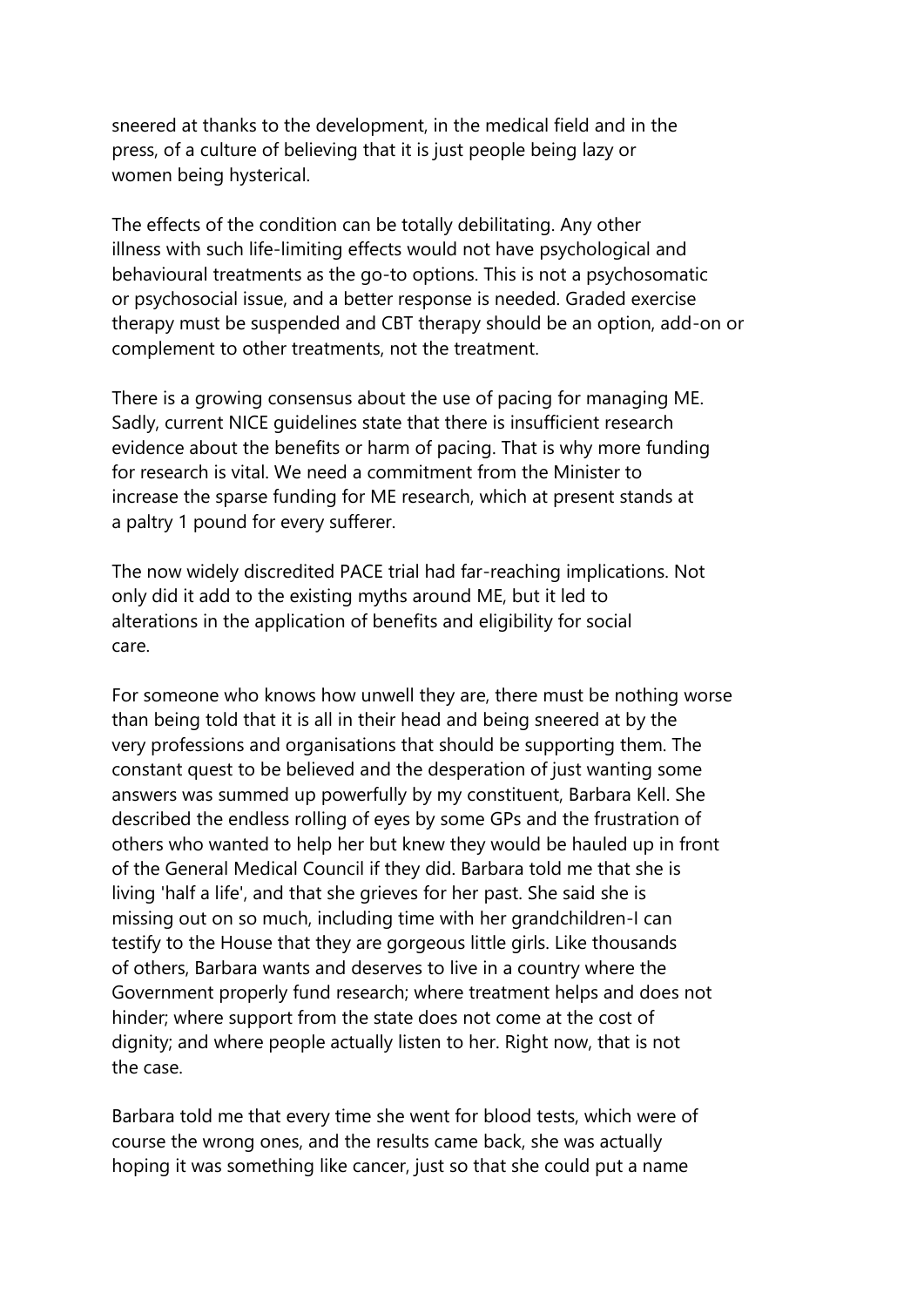sneered at thanks to the development, in the medical field and in the press, of a culture of believing that it is just people being lazy or women being hysterical.

The effects of the condition can be totally debilitating. Any other illness with such life-limiting effects would not have psychological and behavioural treatments as the go-to options. This is not a psychosomatic or psychosocial issue, and a better response is needed. Graded exercise therapy must be suspended and CBT therapy should be an option, add-on or complement to other treatments, not the treatment.

There is a growing consensus about the use of pacing for managing ME. Sadly, current NICE guidelines state that there is insufficient research evidence about the benefits or harm of pacing. That is why more funding for research is vital. We need a commitment from the Minister to increase the sparse funding for ME research, which at present stands at a paltry 1 pound for every sufferer.

The now widely discredited PACE trial had far-reaching implications. Not only did it add to the existing myths around ME, but it led to alterations in the application of benefits and eligibility for social care.

For someone who knows how unwell they are, there must be nothing worse than being told that it is all in their head and being sneered at by the very professions and organisations that should be supporting them. The constant quest to be believed and the desperation of just wanting some answers was summed up powerfully by my constituent, Barbara Kell. She described the endless rolling of eyes by some GPs and the frustration of others who wanted to help her but knew they would be hauled up in front of the General Medical Council if they did. Barbara told me that she is living 'half a life', and that she grieves for her past. She said she is missing out on so much, including time with her grandchildren-I can testify to the House that they are gorgeous little girls. Like thousands of others, Barbara wants and deserves to live in a country where the Government properly fund research; where treatment helps and does not hinder; where support from the state does not come at the cost of dignity; and where people actually listen to her. Right now, that is not the case.

Barbara told me that every time she went for blood tests, which were of course the wrong ones, and the results came back, she was actually hoping it was something like cancer, just so that she could put a name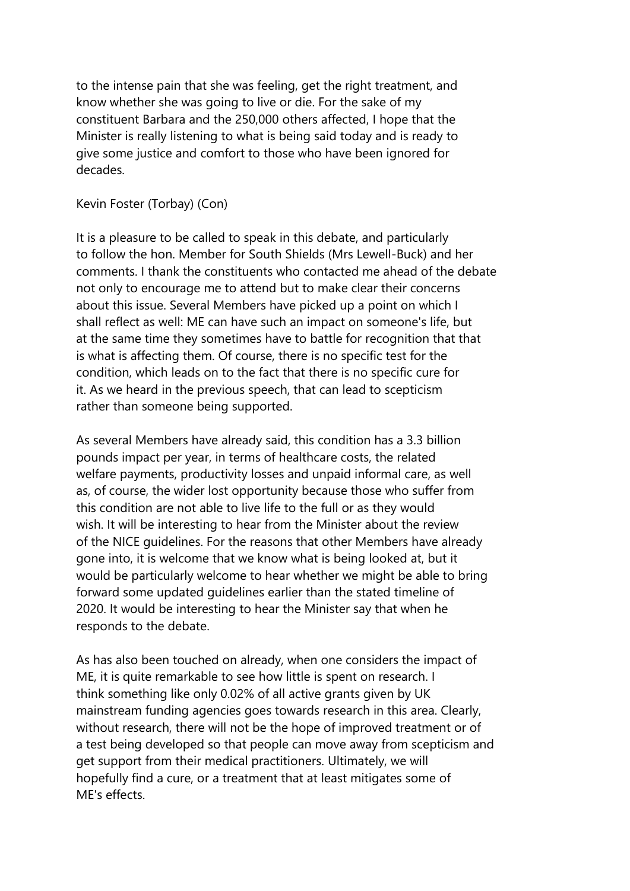to the intense pain that she was feeling, get the right treatment, and know whether she was going to live or die. For the sake of my constituent Barbara and the 250,000 others affected, I hope that the Minister is really listening to what is being said today and is ready to give some justice and comfort to those who have been ignored for decades.

Kevin Foster (Torbay) (Con)

It is a pleasure to be called to speak in this debate, and particularly to follow the hon. Member for South Shields (Mrs Lewell-Buck) and her comments. I thank the constituents who contacted me ahead of the debate not only to encourage me to attend but to make clear their concerns about this issue. Several Members have picked up a point on which I shall reflect as well: ME can have such an impact on someone's life, but at the same time they sometimes have to battle for recognition that that is what is affecting them. Of course, there is no specific test for the condition, which leads on to the fact that there is no specific cure for it. As we heard in the previous speech, that can lead to scepticism rather than someone being supported.

As several Members have already said, this condition has a 3.3 billion pounds impact per year, in terms of healthcare costs, the related welfare payments, productivity losses and unpaid informal care, as well as, of course, the wider lost opportunity because those who suffer from this condition are not able to live life to the full or as they would wish. It will be interesting to hear from the Minister about the review of the NICE guidelines. For the reasons that other Members have already gone into, it is welcome that we know what is being looked at, but it would be particularly welcome to hear whether we might be able to bring forward some updated guidelines earlier than the stated timeline of 2020. It would be interesting to hear the Minister say that when he responds to the debate.

As has also been touched on already, when one considers the impact of ME, it is quite remarkable to see how little is spent on research. I think something like only 0.02% of all active grants given by UK mainstream funding agencies goes towards research in this area. Clearly, without research, there will not be the hope of improved treatment or of a test being developed so that people can move away from scepticism and get support from their medical practitioners. Ultimately, we will hopefully find a cure, or a treatment that at least mitigates some of ME's effects.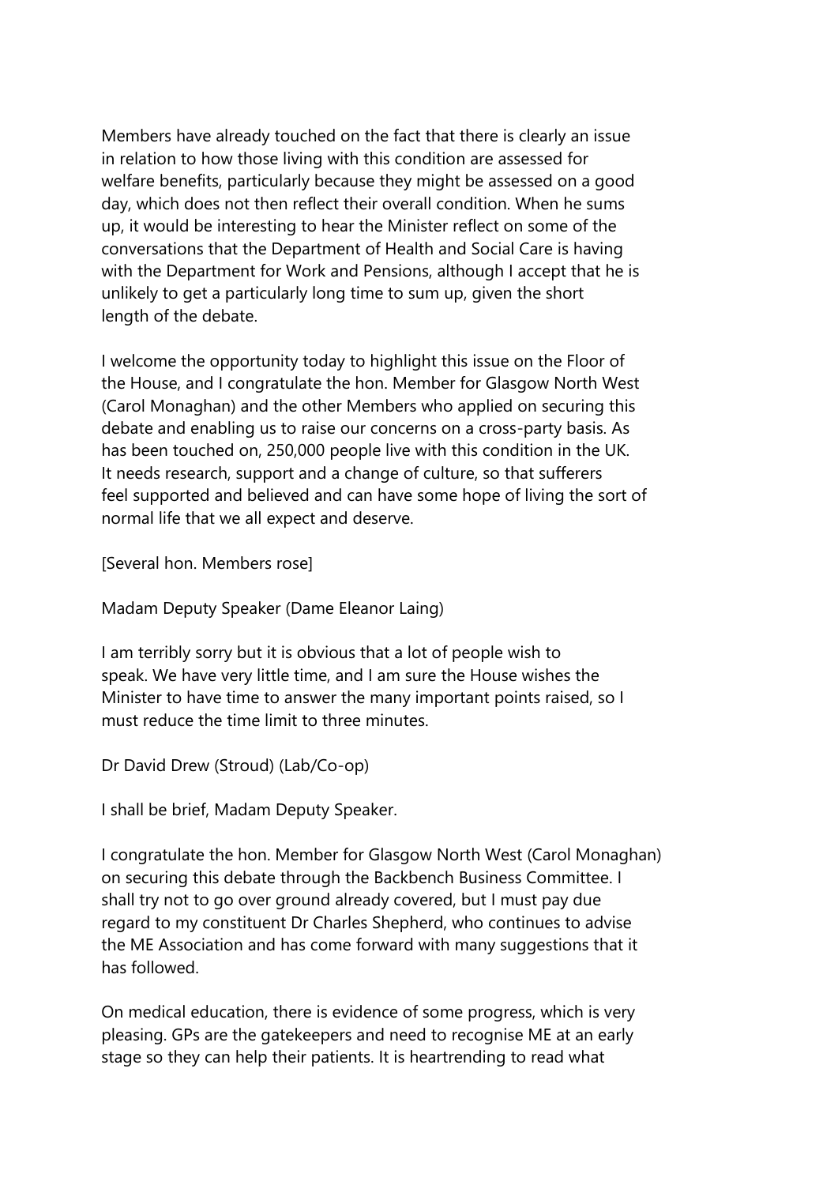Members have already touched on the fact that there is clearly an issue in relation to how those living with this condition are assessed for welfare benefits, particularly because they might be assessed on a good day, which does not then reflect their overall condition. When he sums up, it would be interesting to hear the Minister reflect on some of the conversations that the Department of Health and Social Care is having with the Department for Work and Pensions, although I accept that he is unlikely to get a particularly long time to sum up, given the short length of the debate.

I welcome the opportunity today to highlight this issue on the Floor of the House, and I congratulate the hon. Member for Glasgow North West (Carol Monaghan) and the other Members who applied on securing this debate and enabling us to raise our concerns on a cross-party basis. As has been touched on, 250,000 people live with this condition in the UK. It needs research, support and a change of culture, so that sufferers feel supported and believed and can have some hope of living the sort of normal life that we all expect and deserve.

[Several hon. Members rose]

Madam Deputy Speaker (Dame Eleanor Laing)

I am terribly sorry but it is obvious that a lot of people wish to speak. We have very little time, and I am sure the House wishes the Minister to have time to answer the many important points raised, so I must reduce the time limit to three minutes.

Dr David Drew (Stroud) (Lab/Co-op)

I shall be brief, Madam Deputy Speaker.

I congratulate the hon. Member for Glasgow North West (Carol Monaghan) on securing this debate through the Backbench Business Committee. I shall try not to go over ground already covered, but I must pay due regard to my constituent Dr Charles Shepherd, who continues to advise the ME Association and has come forward with many suggestions that it has followed.

On medical education, there is evidence of some progress, which is very pleasing. GPs are the gatekeepers and need to recognise ME at an early stage so they can help their patients. It is heartrending to read what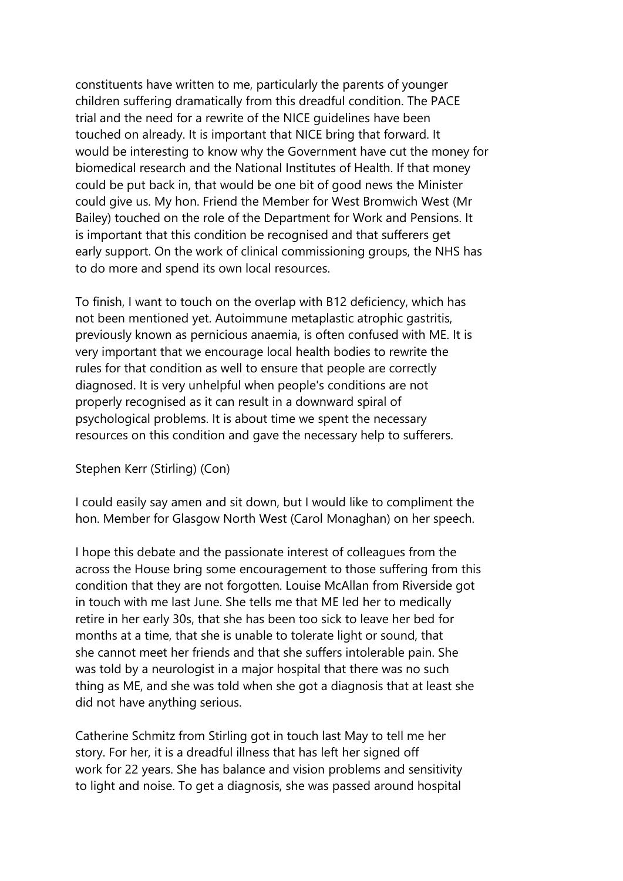constituents have written to me, particularly the parents of younger children suffering dramatically from this dreadful condition. The PACE trial and the need for a rewrite of the NICE guidelines have been touched on already. It is important that NICE bring that forward. It would be interesting to know why the Government have cut the money for biomedical research and the National Institutes of Health. If that money could be put back in, that would be one bit of good news the Minister could give us. My hon. Friend the Member for West Bromwich West (Mr Bailey) touched on the role of the Department for Work and Pensions. It is important that this condition be recognised and that sufferers get early support. On the work of clinical commissioning groups, the NHS has to do more and spend its own local resources.

To finish, I want to touch on the overlap with B12 deficiency, which has not been mentioned yet. Autoimmune metaplastic atrophic gastritis, previously known as pernicious anaemia, is often confused with ME. It is very important that we encourage local health bodies to rewrite the rules for that condition as well to ensure that people are correctly diagnosed. It is very unhelpful when people's conditions are not properly recognised as it can result in a downward spiral of psychological problems. It is about time we spent the necessary resources on this condition and gave the necessary help to sufferers.

Stephen Kerr (Stirling) (Con)

I could easily say amen and sit down, but I would like to compliment the hon. Member for Glasgow North West (Carol Monaghan) on her speech.

I hope this debate and the passionate interest of colleagues from the across the House bring some encouragement to those suffering from this condition that they are not forgotten. Louise McAllan from Riverside got in touch with me last June. She tells me that ME led her to medically retire in her early 30s, that she has been too sick to leave her bed for months at a time, that she is unable to tolerate light or sound, that she cannot meet her friends and that she suffers intolerable pain. She was told by a neurologist in a major hospital that there was no such thing as ME, and she was told when she got a diagnosis that at least she did not have anything serious.

Catherine Schmitz from Stirling got in touch last May to tell me her story. For her, it is a dreadful illness that has left her signed off work for 22 years. She has balance and vision problems and sensitivity to light and noise. To get a diagnosis, she was passed around hospital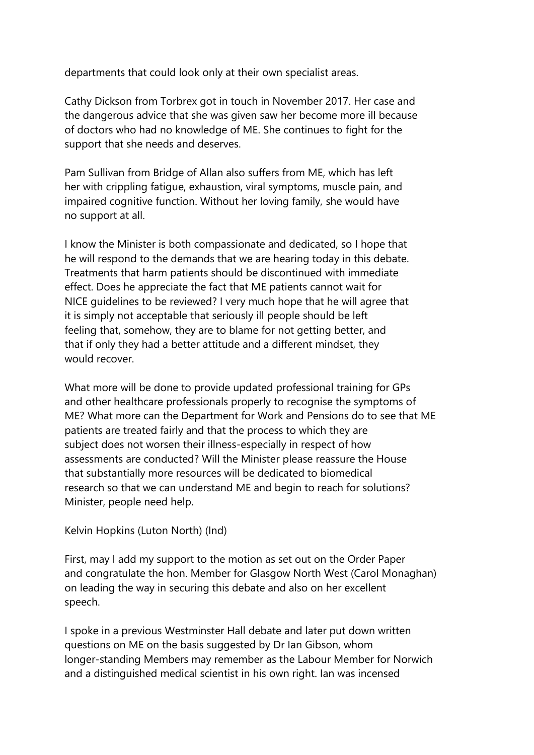departments that could look only at their own specialist areas.

Cathy Dickson from Torbrex got in touch in November 2017. Her case and the dangerous advice that she was given saw her become more ill because of doctors who had no knowledge of ME. She continues to fight for the support that she needs and deserves.

Pam Sullivan from Bridge of Allan also suffers from ME, which has left her with crippling fatigue, exhaustion, viral symptoms, muscle pain, and impaired cognitive function. Without her loving family, she would have no support at all.

I know the Minister is both compassionate and dedicated, so I hope that he will respond to the demands that we are hearing today in this debate. Treatments that harm patients should be discontinued with immediate effect. Does he appreciate the fact that ME patients cannot wait for NICE guidelines to be reviewed? I very much hope that he will agree that it is simply not acceptable that seriously ill people should be left feeling that, somehow, they are to blame for not getting better, and that if only they had a better attitude and a different mindset, they would recover.

What more will be done to provide updated professional training for GPs and other healthcare professionals properly to recognise the symptoms of ME? What more can the Department for Work and Pensions do to see that ME patients are treated fairly and that the process to which they are subject does not worsen their illness-especially in respect of how assessments are conducted? Will the Minister please reassure the House that substantially more resources will be dedicated to biomedical research so that we can understand ME and begin to reach for solutions? Minister, people need help.

Kelvin Hopkins (Luton North) (Ind)

First, may I add my support to the motion as set out on the Order Paper and congratulate the hon. Member for Glasgow North West (Carol Monaghan) on leading the way in securing this debate and also on her excellent speech.

I spoke in a previous Westminster Hall debate and later put down written questions on ME on the basis suggested by Dr Ian Gibson, whom longer-standing Members may remember as the Labour Member for Norwich and a distinguished medical scientist in his own right. Ian was incensed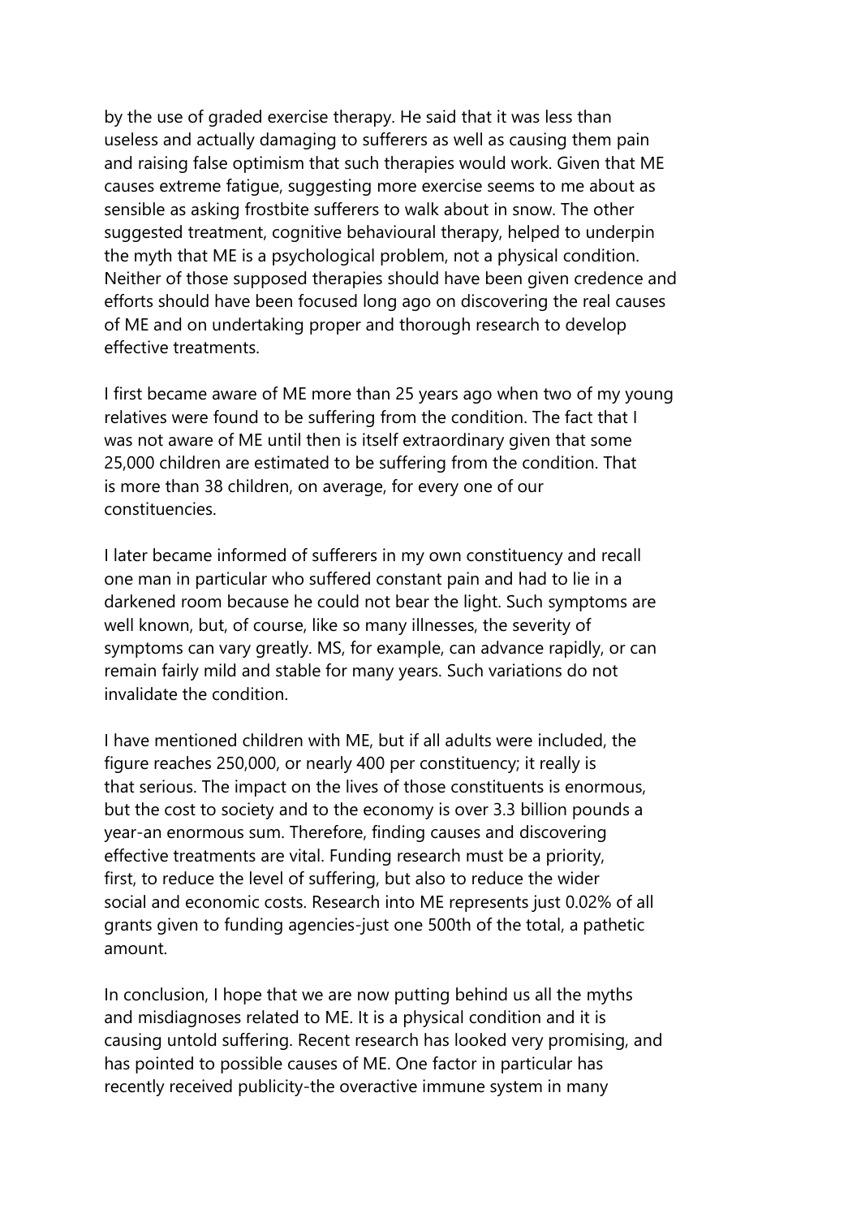by the use of graded exercise therapy. He said that it was less than useless and actually damaging to sufferers as well as causing them pain and raising false optimism that such therapies would work. Given that ME causes extreme fatigue, suggesting more exercise seems to me about as sensible as asking frostbite sufferers to walk about in snow. The other suggested treatment, cognitive behavioural therapy, helped to underpin the myth that ME is a psychological problem, not a physical condition. Neither of those supposed therapies should have been given credence and efforts should have been focused long ago on discovering the real causes of ME and on undertaking proper and thorough research to develop effective treatments.

I first became aware of ME more than 25 years ago when two of my young relatives were found to be suffering from the condition. The fact that I was not aware of ME until then is itself extraordinary given that some 25,000 children are estimated to be suffering from the condition. That is more than 38 children, on average, for every one of our constituencies.

I later became informed of sufferers in my own constituency and recall one man in particular who suffered constant pain and had to lie in a darkened room because he could not bear the light. Such symptoms are well known, but, of course, like so many illnesses, the severity of symptoms can vary greatly. MS, for example, can advance rapidly, or can remain fairly mild and stable for many years. Such variations do not invalidate the condition.

I have mentioned children with ME, but if all adults were included, the figure reaches 250,000, or nearly 400 per constituency; it really is that serious. The impact on the lives of those constituents is enormous, but the cost to society and to the economy is over 3.3 billion pounds a year-an enormous sum. Therefore, finding causes and discovering effective treatments are vital. Funding research must be a priority, first, to reduce the level of suffering, but also to reduce the wider social and economic costs. Research into ME represents just 0.02% of all grants given to funding agencies-just one 500th of the total, a pathetic amount.

In conclusion, I hope that we are now putting behind us all the myths and misdiagnoses related to ME. It is a physical condition and it is causing untold suffering. Recent research has looked very promising, and has pointed to possible causes of ME. One factor in particular has recently received publicity-the overactive immune system in many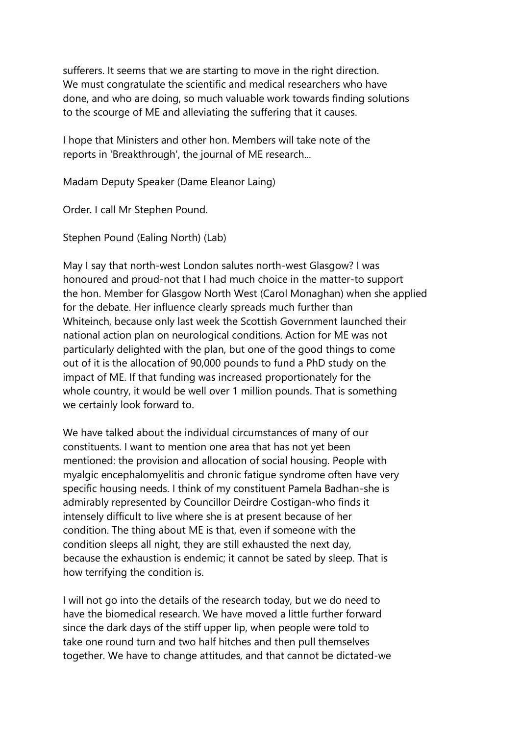sufferers. It seems that we are starting to move in the right direction. We must congratulate the scientific and medical researchers who have done, and who are doing, so much valuable work towards finding solutions to the scourge of ME and alleviating the suffering that it causes.

I hope that Ministers and other hon. Members will take note of the reports in 'Breakthrough', the journal of ME research...

Madam Deputy Speaker (Dame Eleanor Laing)

Order. I call Mr Stephen Pound.

Stephen Pound (Ealing North) (Lab)

May I say that north-west London salutes north-west Glasgow? I was honoured and proud-not that I had much choice in the matter-to support the hon. Member for Glasgow North West (Carol Monaghan) when she applied for the debate. Her influence clearly spreads much further than Whiteinch, because only last week the Scottish Government launched their national action plan on neurological conditions. Action for ME was not particularly delighted with the plan, but one of the good things to come out of it is the allocation of 90,000 pounds to fund a PhD study on the impact of ME. If that funding was increased proportionately for the whole country, it would be well over 1 million pounds. That is something we certainly look forward to.

We have talked about the individual circumstances of many of our constituents. I want to mention one area that has not yet been mentioned: the provision and allocation of social housing. People with myalgic encephalomyelitis and chronic fatigue syndrome often have very specific housing needs. I think of my constituent Pamela Badhan-she is admirably represented by Councillor Deirdre Costigan-who finds it intensely difficult to live where she is at present because of her condition. The thing about ME is that, even if someone with the condition sleeps all night, they are still exhausted the next day, because the exhaustion is endemic; it cannot be sated by sleep. That is how terrifying the condition is.

I will not go into the details of the research today, but we do need to have the biomedical research. We have moved a little further forward since the dark days of the stiff upper lip, when people were told to take one round turn and two half hitches and then pull themselves together. We have to change attitudes, and that cannot be dictated-we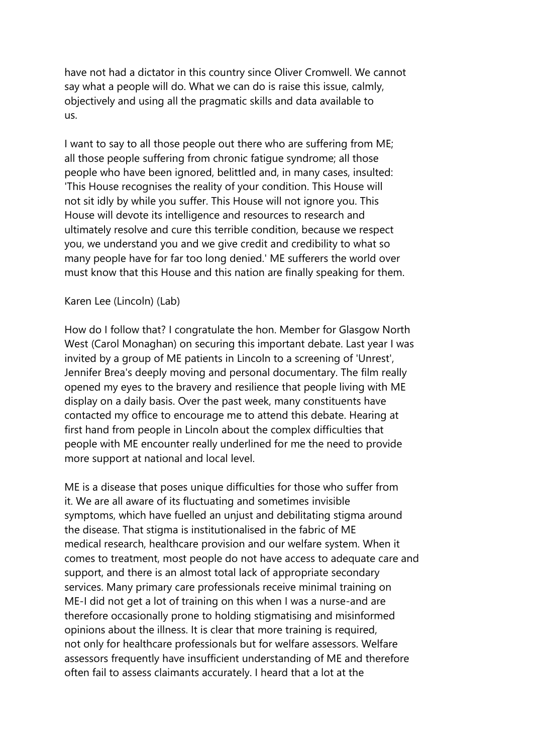have not had a dictator in this country since Oliver Cromwell. We cannot say what a people will do. What we can do is raise this issue, calmly, objectively and using all the pragmatic skills and data available to us.

I want to say to all those people out there who are suffering from ME; all those people suffering from chronic fatigue syndrome; all those people who have been ignored, belittled and, in many cases, insulted: 'This House recognises the reality of your condition. This House will not sit idly by while you suffer. This House will not ignore you. This House will devote its intelligence and resources to research and ultimately resolve and cure this terrible condition, because we respect you, we understand you and we give credit and credibility to what so many people have for far too long denied.' ME sufferers the world over must know that this House and this nation are finally speaking for them.

Karen Lee (Lincoln) (Lab)

How do I follow that? I congratulate the hon. Member for Glasgow North West (Carol Monaghan) on securing this important debate. Last year I was invited by a group of ME patients in Lincoln to a screening of 'Unrest', Jennifer Brea's deeply moving and personal documentary. The film really opened my eyes to the bravery and resilience that people living with ME display on a daily basis. Over the past week, many constituents have contacted my office to encourage me to attend this debate. Hearing at first hand from people in Lincoln about the complex difficulties that people with ME encounter really underlined for me the need to provide more support at national and local level.

ME is a disease that poses unique difficulties for those who suffer from it. We are all aware of its fluctuating and sometimes invisible symptoms, which have fuelled an unjust and debilitating stigma around the disease. That stigma is institutionalised in the fabric of ME medical research, healthcare provision and our welfare system. When it comes to treatment, most people do not have access to adequate care and support, and there is an almost total lack of appropriate secondary services. Many primary care professionals receive minimal training on ME-I did not get a lot of training on this when I was a nurse-and are therefore occasionally prone to holding stigmatising and misinformed opinions about the illness. It is clear that more training is required, not only for healthcare professionals but for welfare assessors. Welfare assessors frequently have insufficient understanding of ME and therefore often fail to assess claimants accurately. I heard that a lot at the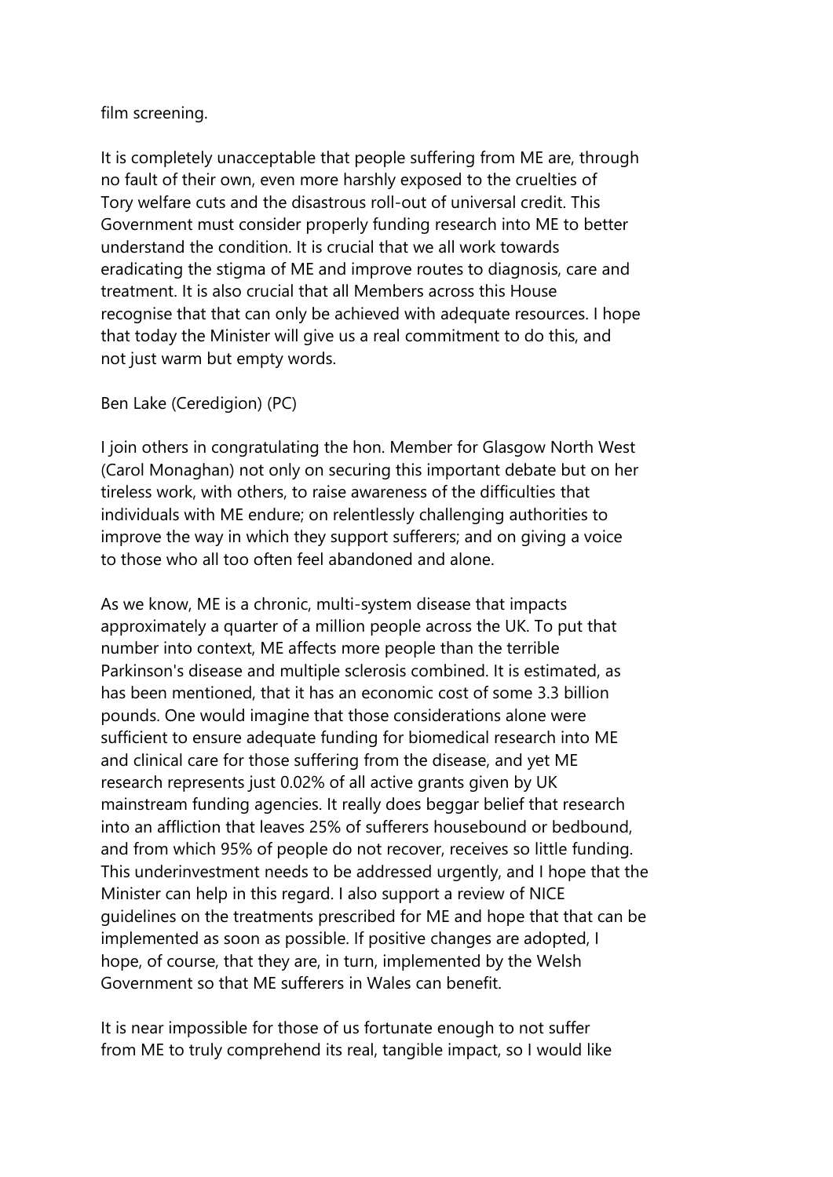film screening.

It is completely unacceptable that people suffering from ME are, through no fault of their own, even more harshly exposed to the cruelties of Tory welfare cuts and the disastrous roll-out of universal credit. This Government must consider properly funding research into ME to better understand the condition. It is crucial that we all work towards eradicating the stigma of ME and improve routes to diagnosis, care and treatment. It is also crucial that all Members across this House recognise that that can only be achieved with adequate resources. I hope that today the Minister will give us a real commitment to do this, and not just warm but empty words.

Ben Lake (Ceredigion) (PC)

I join others in congratulating the hon. Member for Glasgow North West (Carol Monaghan) not only on securing this important debate but on her tireless work, with others, to raise awareness of the difficulties that individuals with ME endure; on relentlessly challenging authorities to improve the way in which they support sufferers; and on giving a voice to those who all too often feel abandoned and alone.

As we know, ME is a chronic, multi-system disease that impacts approximately a quarter of a million people across the UK. To put that number into context, ME affects more people than the terrible Parkinson's disease and multiple sclerosis combined. It is estimated, as has been mentioned, that it has an economic cost of some 3.3 billion pounds. One would imagine that those considerations alone were sufficient to ensure adequate funding for biomedical research into ME and clinical care for those suffering from the disease, and yet ME research represents just 0.02% of all active grants given by UK mainstream funding agencies. It really does beggar belief that research into an affliction that leaves 25% of sufferers housebound or bedbound, and from which 95% of people do not recover, receives so little funding. This underinvestment needs to be addressed urgently, and I hope that the Minister can help in this regard. I also support a review of NICE guidelines on the treatments prescribed for ME and hope that that can be implemented as soon as possible. If positive changes are adopted, I hope, of course, that they are, in turn, implemented by the Welsh Government so that ME sufferers in Wales can benefit.

It is near impossible for those of us fortunate enough to not suffer from ME to truly comprehend its real, tangible impact, so I would like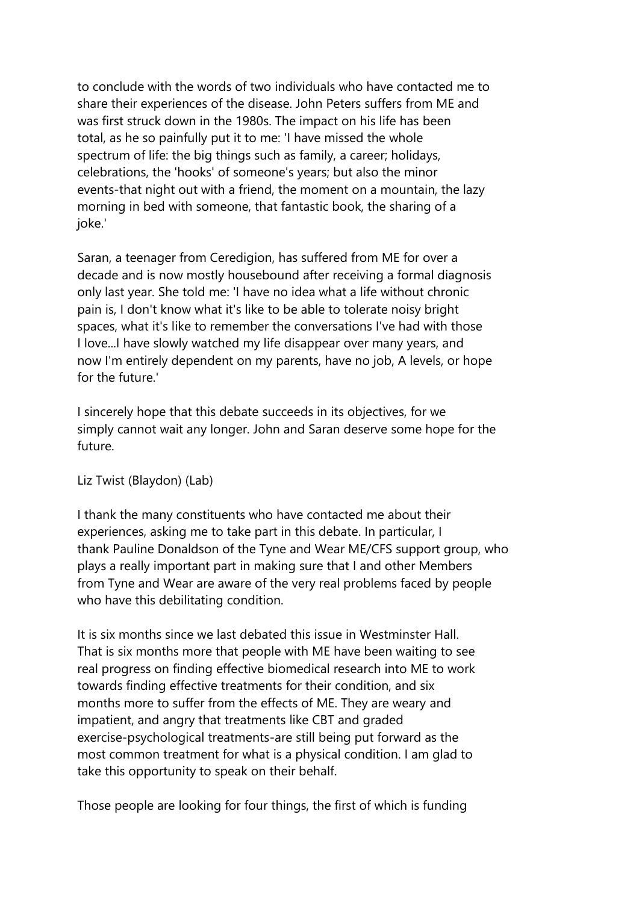to conclude with the words of two individuals who have contacted me to share their experiences of the disease. John Peters suffers from ME and was first struck down in the 1980s. The impact on his life has been total, as he so painfully put it to me: 'I have missed the whole spectrum of life: the big things such as family, a career; holidays, celebrations, the 'hooks' of someone's years; but also the minor events-that night out with a friend, the moment on a mountain, the lazy morning in bed with someone, that fantastic book, the sharing of a joke.'

Saran, a teenager from Ceredigion, has suffered from ME for over a decade and is now mostly housebound after receiving a formal diagnosis only last year. She told me: 'I have no idea what a life without chronic pain is, I don't know what it's like to be able to tolerate noisy bright spaces, what it's like to remember the conversations I've had with those I love...I have slowly watched my life disappear over many years, and now I'm entirely dependent on my parents, have no job, A levels, or hope for the future.'

I sincerely hope that this debate succeeds in its objectives, for we simply cannot wait any longer. John and Saran deserve some hope for the future.

Liz Twist (Blaydon) (Lab)

I thank the many constituents who have contacted me about their experiences, asking me to take part in this debate. In particular, I thank Pauline Donaldson of the Tyne and Wear ME/CFS support group, who plays a really important part in making sure that I and other Members from Tyne and Wear are aware of the very real problems faced by people who have this debilitating condition.

It is six months since we last debated this issue in Westminster Hall. That is six months more that people with ME have been waiting to see real progress on finding effective biomedical research into ME to work towards finding effective treatments for their condition, and six months more to suffer from the effects of ME. They are weary and impatient, and angry that treatments like CBT and graded exercise-psychological treatments-are still being put forward as the most common treatment for what is a physical condition. I am glad to take this opportunity to speak on their behalf.

Those people are looking for four things, the first of which is funding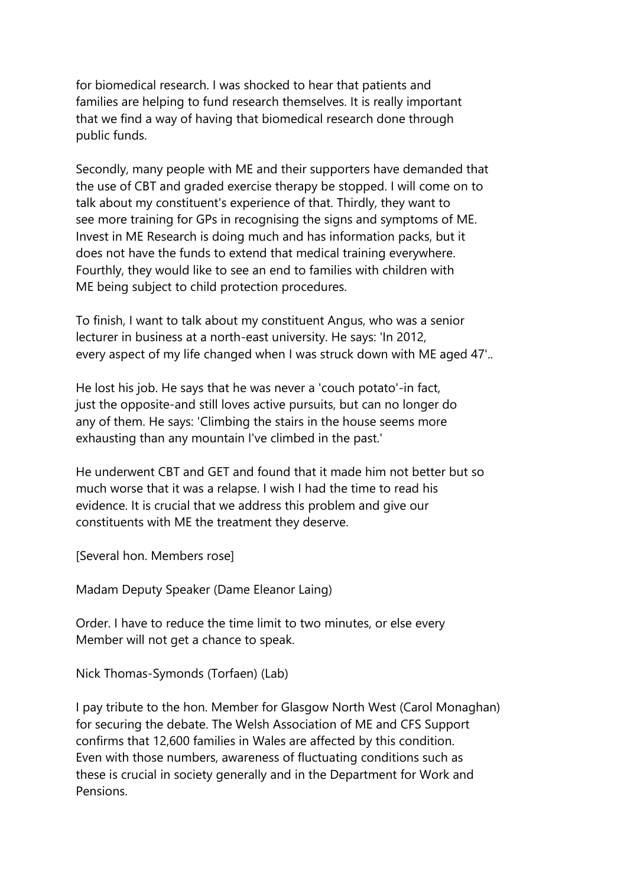for biomedical research. I was shocked to hear that patients and families are helping to fund research themselves. It is really important that we find a way of having that biomedical research done through public funds.

Secondly, many people with ME and their supporters have demanded that the use of CBT and graded exercise therapy be stopped. I will come on to talk about my constituent's experience of that. Thirdly, they want to see more training for GPs in recognising the signs and symptoms of ME. Invest in ME Research is doing much and has information packs, but it does not have the funds to extend that medical training everywhere. Fourthly, they would like to see an end to families with children with ME being subject to child protection procedures.

To finish, I want to talk about my constituent Angus, who was a senior lecturer in business at a north-east university. He says: 'In 2012, every aspect of my life changed when I was struck down with ME aged 47'..

He lost his job. He says that he was never a 'couch potato'-in fact, just the opposite-and still loves active pursuits, but can no longer do any of them. He says: 'Climbing the stairs in the house seems more exhausting than any mountain I've climbed in the past.'

He underwent CBT and GET and found that it made him not better but so much worse that it was a relapse. I wish I had the time to read his evidence. It is crucial that we address this problem and give our constituents with ME the treatment they deserve.

[Several hon. Members rose]

Madam Deputy Speaker (Dame Eleanor Laing)

Order. I have to reduce the time limit to two minutes, or else every Member will not get a chance to speak.

Nick Thomas-Symonds (Torfaen) (Lab)

I pay tribute to the hon. Member for Glasgow North West (Carol Monaghan) for securing the debate. The Welsh Association of ME and CFS Support confirms that 12,600 families in Wales are affected by this condition. Even with those numbers, awareness of fluctuating conditions such as these is crucial in society generally and in the Department for Work and Pensions.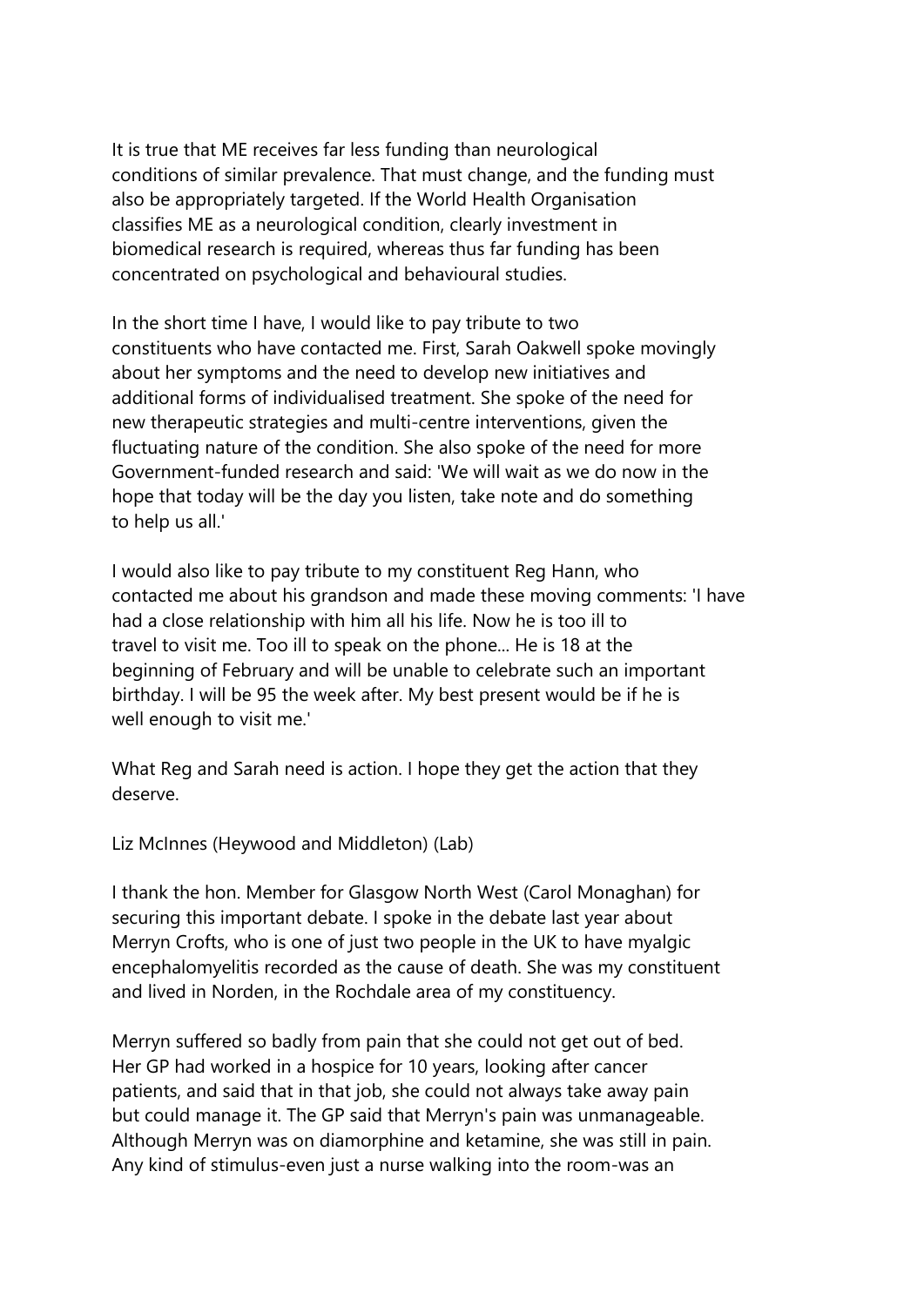It is true that ME receives far less funding than neurological conditions of similar prevalence. That must change, and the funding must also be appropriately targeted. If the World Health Organisation classifies ME as a neurological condition, clearly investment in biomedical research is required, whereas thus far funding has been concentrated on psychological and behavioural studies.

In the short time I have, I would like to pay tribute to two constituents who have contacted me. First, Sarah Oakwell spoke movingly about her symptoms and the need to develop new initiatives and additional forms of individualised treatment. She spoke of the need for new therapeutic strategies and multi-centre interventions, given the fluctuating nature of the condition. She also spoke of the need for more Government-funded research and said: 'We will wait as we do now in the hope that today will be the day you listen, take note and do something to help us all.'

I would also like to pay tribute to my constituent Reg Hann, who contacted me about his grandson and made these moving comments: 'I have had a close relationship with him all his life. Now he is too ill to travel to visit me. Too ill to speak on the phone... He is 18 at the beginning of February and will be unable to celebrate such an important birthday. I will be 95 the week after. My best present would be if he is well enough to visit me.'

What Reg and Sarah need is action. I hope they get the action that they deserve.

Liz McInnes (Heywood and Middleton) (Lab)

I thank the hon. Member for Glasgow North West (Carol Monaghan) for securing this important debate. I spoke in the debate last year about Merryn Crofts, who is one of just two people in the UK to have myalgic encephalomyelitis recorded as the cause of death. She was my constituent and lived in Norden, in the Rochdale area of my constituency.

Merryn suffered so badly from pain that she could not get out of bed. Her GP had worked in a hospice for 10 years, looking after cancer patients, and said that in that job, she could not always take away pain but could manage it. The GP said that Merryn's pain was unmanageable. Although Merryn was on diamorphine and ketamine, she was still in pain. Any kind of stimulus-even just a nurse walking into the room-was an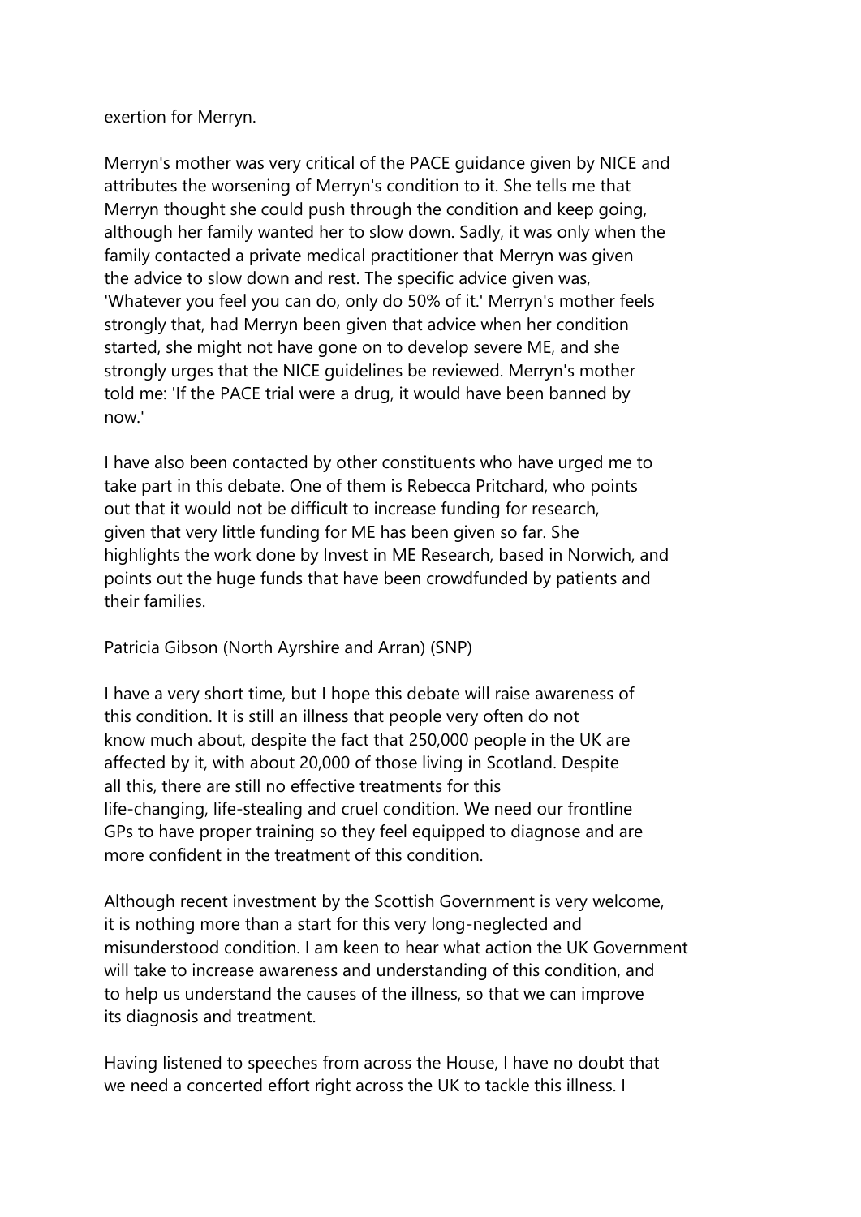exertion for Merryn.

Merryn's mother was very critical of the PACE guidance given by NICE and attributes the worsening of Merryn's condition to it. She tells me that Merryn thought she could push through the condition and keep going, although her family wanted her to slow down. Sadly, it was only when the family contacted a private medical practitioner that Merryn was given the advice to slow down and rest. The specific advice given was, 'Whatever you feel you can do, only do 50% of it.' Merryn's mother feels strongly that, had Merryn been given that advice when her condition started, she might not have gone on to develop severe ME, and she strongly urges that the NICE guidelines be reviewed. Merryn's mother told me: 'If the PACE trial were a drug, it would have been banned by now.'

I have also been contacted by other constituents who have urged me to take part in this debate. One of them is Rebecca Pritchard, who points out that it would not be difficult to increase funding for research, given that very little funding for ME has been given so far. She highlights the work done by Invest in ME Research, based in Norwich, and points out the huge funds that have been crowdfunded by patients and their families.

Patricia Gibson (North Ayrshire and Arran) (SNP)

I have a very short time, but I hope this debate will raise awareness of this condition. It is still an illness that people very often do not know much about, despite the fact that 250,000 people in the UK are affected by it, with about 20,000 of those living in Scotland. Despite all this, there are still no effective treatments for this life-changing, life-stealing and cruel condition. We need our frontline GPs to have proper training so they feel equipped to diagnose and are more confident in the treatment of this condition.

Although recent investment by the Scottish Government is very welcome, it is nothing more than a start for this very long-neglected and misunderstood condition. I am keen to hear what action the UK Government will take to increase awareness and understanding of this condition, and to help us understand the causes of the illness, so that we can improve its diagnosis and treatment.

Having listened to speeches from across the House, I have no doubt that we need a concerted effort right across the UK to tackle this illness. I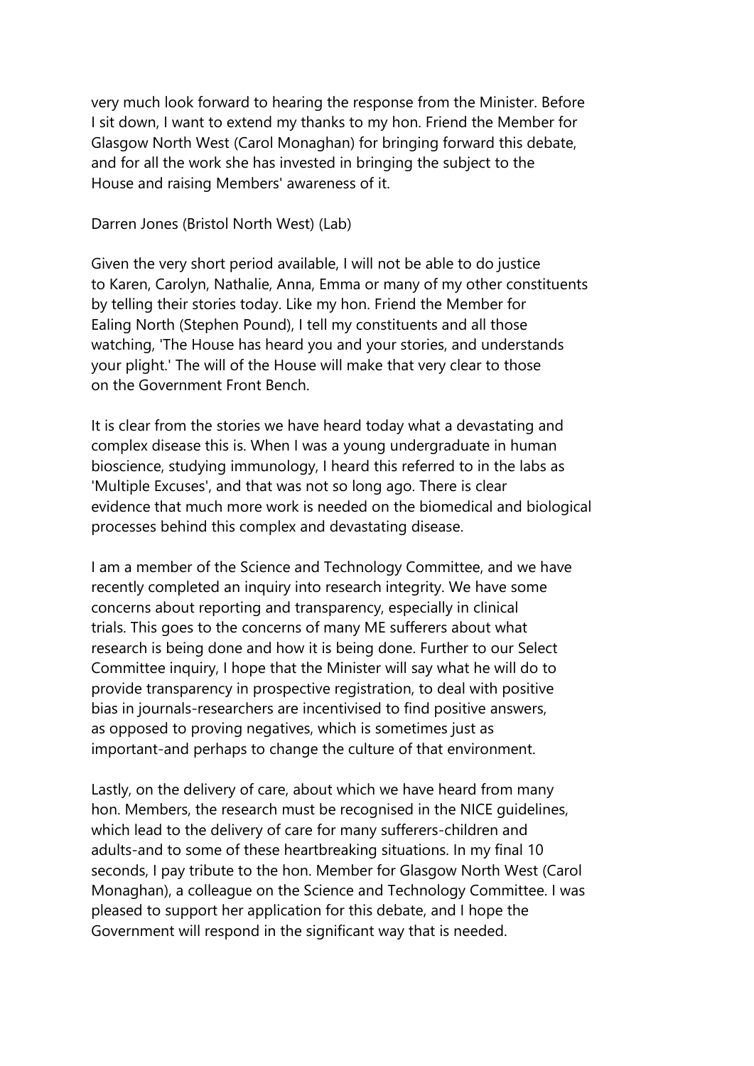very much look forward to hearing the response from the Minister. Before I sit down, I want to extend my thanks to my hon. Friend the Member for Glasgow North West (Carol Monaghan) for bringing forward this debate, and for all the work she has invested in bringing the subject to the House and raising Members' awareness of it.

Darren Jones (Bristol North West) (Lab)

Given the very short period available, I will not be able to do justice to Karen, Carolyn, Nathalie, Anna, Emma or many of my other constituents by telling their stories today. Like my hon. Friend the Member for Ealing North (Stephen Pound), I tell my constituents and all those watching, 'The House has heard you and your stories, and understands your plight.' The will of the House will make that very clear to those on the Government Front Bench.

It is clear from the stories we have heard today what a devastating and complex disease this is. When I was a young undergraduate in human bioscience, studying immunology, I heard this referred to in the labs as 'Multiple Excuses', and that was not so long ago. There is clear evidence that much more work is needed on the biomedical and biological processes behind this complex and devastating disease.

I am a member of the Science and Technology Committee, and we have recently completed an inquiry into research integrity. We have some concerns about reporting and transparency, especially in clinical trials. This goes to the concerns of many ME sufferers about what research is being done and how it is being done. Further to our Select Committee inquiry, I hope that the Minister will say what he will do to provide transparency in prospective registration, to deal with positive bias in journals-researchers are incentivised to find positive answers, as opposed to proving negatives, which is sometimes just as important-and perhaps to change the culture of that environment.

Lastly, on the delivery of care, about which we have heard from many hon. Members, the research must be recognised in the NICE guidelines, which lead to the delivery of care for many sufferers-children and adults-and to some of these heartbreaking situations. In my final 10 seconds, I pay tribute to the hon. Member for Glasgow North West (Carol Monaghan), a colleague on the Science and Technology Committee. I was pleased to support her application for this debate, and I hope the Government will respond in the significant way that is needed.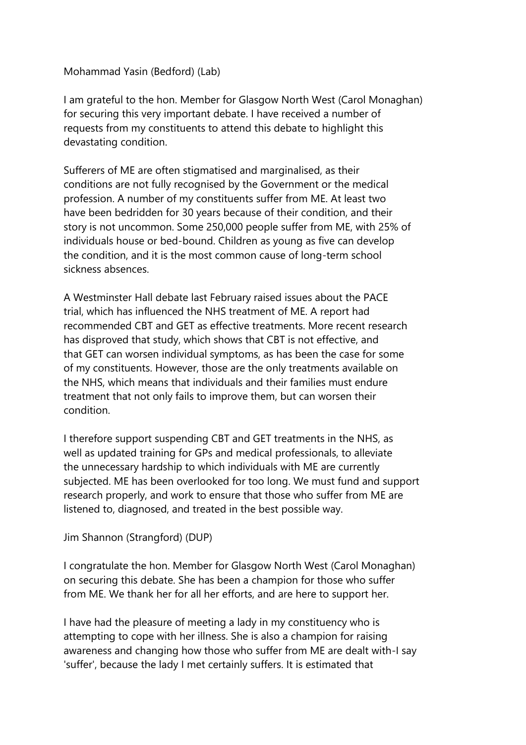Mohammad Yasin (Bedford) (Lab)

I am grateful to the hon. Member for Glasgow North West (Carol Monaghan) for securing this very important debate. I have received a number of requests from my constituents to attend this debate to highlight this devastating condition.

Sufferers of ME are often stigmatised and marginalised, as their conditions are not fully recognised by the Government or the medical profession. A number of my constituents suffer from ME. At least two have been bedridden for 30 years because of their condition, and their story is not uncommon. Some 250,000 people suffer from ME, with 25% of individuals house or bed-bound. Children as young as five can develop the condition, and it is the most common cause of long-term school sickness absences.

A Westminster Hall debate last February raised issues about the PACE trial, which has influenced the NHS treatment of ME. A report had recommended CBT and GET as effective treatments. More recent research has disproved that study, which shows that CBT is not effective, and that GET can worsen individual symptoms, as has been the case for some of my constituents. However, those are the only treatments available on the NHS, which means that individuals and their families must endure treatment that not only fails to improve them, but can worsen their condition.

I therefore support suspending CBT and GET treatments in the NHS, as well as updated training for GPs and medical professionals, to alleviate the unnecessary hardship to which individuals with ME are currently subjected. ME has been overlooked for too long. We must fund and support research properly, and work to ensure that those who suffer from ME are listened to, diagnosed, and treated in the best possible way.

Jim Shannon (Strangford) (DUP)

I congratulate the hon. Member for Glasgow North West (Carol Monaghan) on securing this debate. She has been a champion for those who suffer from ME. We thank her for all her efforts, and are here to support her.

I have had the pleasure of meeting a lady in my constituency who is attempting to cope with her illness. She is also a champion for raising awareness and changing how those who suffer from ME are dealt with-I say 'suffer', because the lady I met certainly suffers. It is estimated that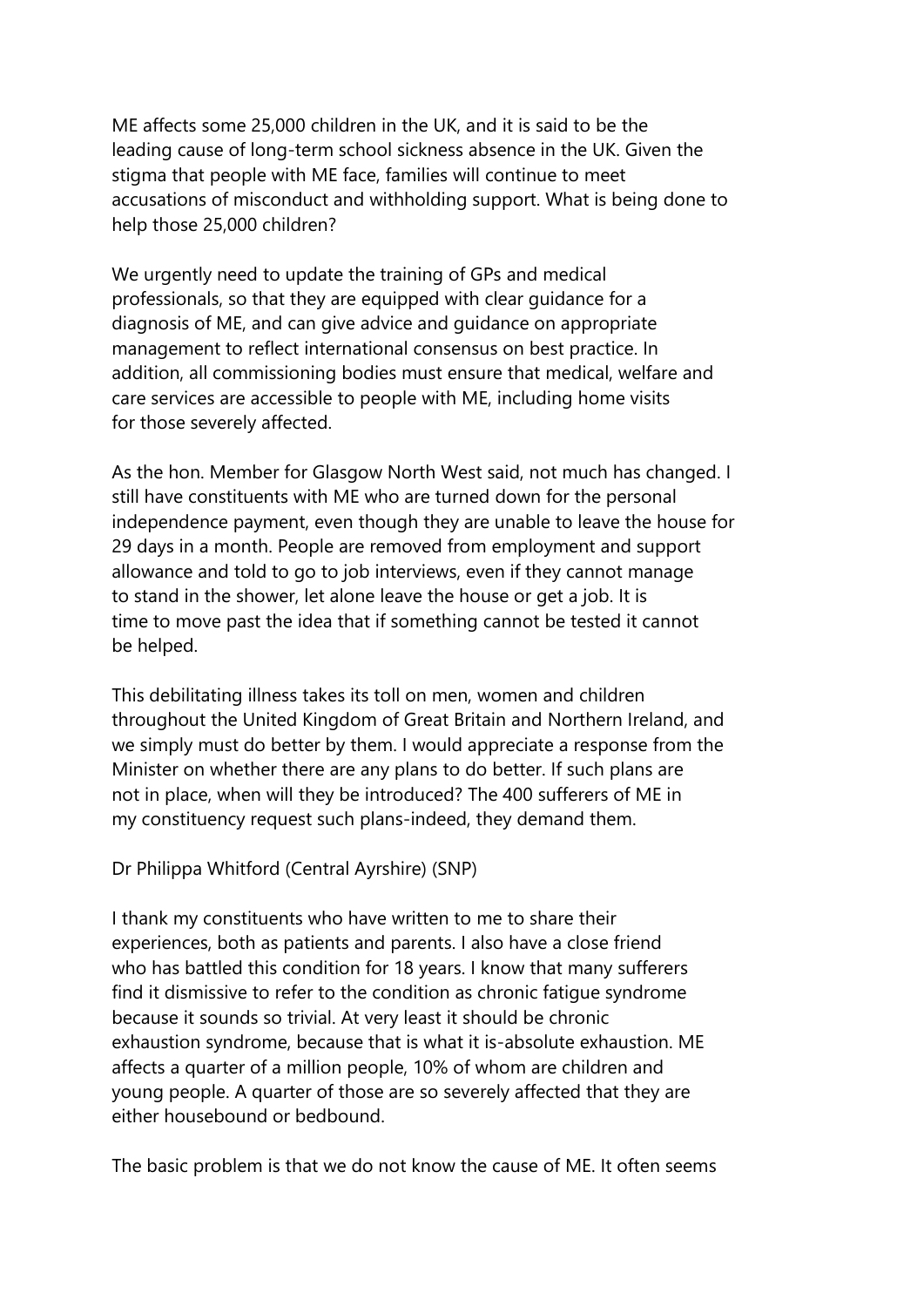ME affects some 25,000 children in the UK, and it is said to be the leading cause of long-term school sickness absence in the UK. Given the stigma that people with ME face, families will continue to meet accusations of misconduct and withholding support. What is being done to help those 25,000 children?

We urgently need to update the training of GPs and medical professionals, so that they are equipped with clear guidance for a diagnosis of ME, and can give advice and guidance on appropriate management to reflect international consensus on best practice. In addition, all commissioning bodies must ensure that medical, welfare and care services are accessible to people with ME, including home visits for those severely affected.

As the hon. Member for Glasgow North West said, not much has changed. I still have constituents with ME who are turned down for the personal independence payment, even though they are unable to leave the house for 29 days in a month. People are removed from employment and support allowance and told to go to job interviews, even if they cannot manage to stand in the shower, let alone leave the house or get a job. It is time to move past the idea that if something cannot be tested it cannot be helped.

This debilitating illness takes its toll on men, women and children throughout the United Kingdom of Great Britain and Northern Ireland, and we simply must do better by them. I would appreciate a response from the Minister on whether there are any plans to do better. If such plans are not in place, when will they be introduced? The 400 sufferers of ME in my constituency request such plans-indeed, they demand them.

Dr Philippa Whitford (Central Ayrshire) (SNP)

I thank my constituents who have written to me to share their experiences, both as patients and parents. I also have a close friend who has battled this condition for 18 years. I know that many sufferers find it dismissive to refer to the condition as chronic fatigue syndrome because it sounds so trivial. At very least it should be chronic exhaustion syndrome, because that is what it is-absolute exhaustion. ME affects a quarter of a million people, 10% of whom are children and young people. A quarter of those are so severely affected that they are either housebound or bedbound.

The basic problem is that we do not know the cause of ME. It often seems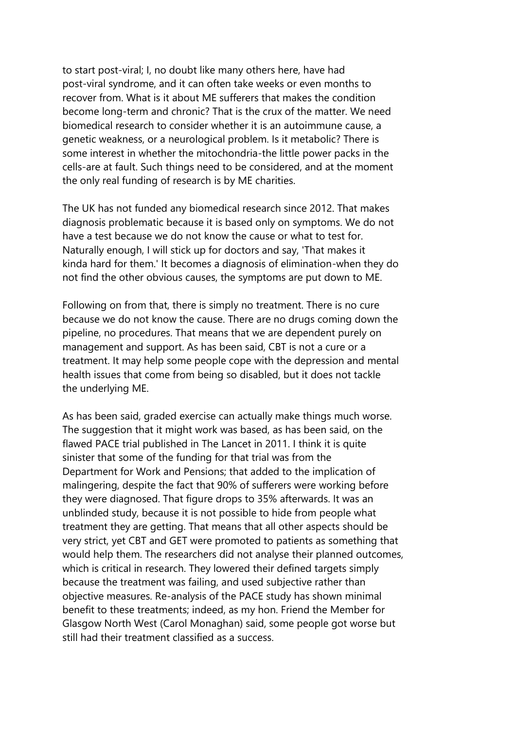to start post-viral; I, no doubt like many others here, have had post-viral syndrome, and it can often take weeks or even months to recover from. What is it about ME sufferers that makes the condition become long-term and chronic? That is the crux of the matter. We need biomedical research to consider whether it is an autoimmune cause, a genetic weakness, or a neurological problem. Is it metabolic? There is some interest in whether the mitochondria-the little power packs in the cells-are at fault. Such things need to be considered, and at the moment the only real funding of research is by ME charities.

The UK has not funded any biomedical research since 2012. That makes diagnosis problematic because it is based only on symptoms. We do not have a test because we do not know the cause or what to test for. Naturally enough, I will stick up for doctors and say, 'That makes it kinda hard for them.' It becomes a diagnosis of elimination-when they do not find the other obvious causes, the symptoms are put down to ME.

Following on from that, there is simply no treatment. There is no cure because we do not know the cause. There are no drugs coming down the pipeline, no procedures. That means that we are dependent purely on management and support. As has been said, CBT is not a cure or a treatment. It may help some people cope with the depression and mental health issues that come from being so disabled, but it does not tackle the underlying ME.

As has been said, graded exercise can actually make things much worse. The suggestion that it might work was based, as has been said, on the flawed PACE trial published in The Lancet in 2011. I think it is quite sinister that some of the funding for that trial was from the Department for Work and Pensions; that added to the implication of malingering, despite the fact that 90% of sufferers were working before they were diagnosed. That figure drops to 35% afterwards. It was an unblinded study, because it is not possible to hide from people what treatment they are getting. That means that all other aspects should be very strict, yet CBT and GET were promoted to patients as something that would help them. The researchers did not analyse their planned outcomes, which is critical in research. They lowered their defined targets simply because the treatment was failing, and used subjective rather than objective measures. Re-analysis of the PACE study has shown minimal benefit to these treatments; indeed, as my hon. Friend the Member for Glasgow North West (Carol Monaghan) said, some people got worse but still had their treatment classified as a success.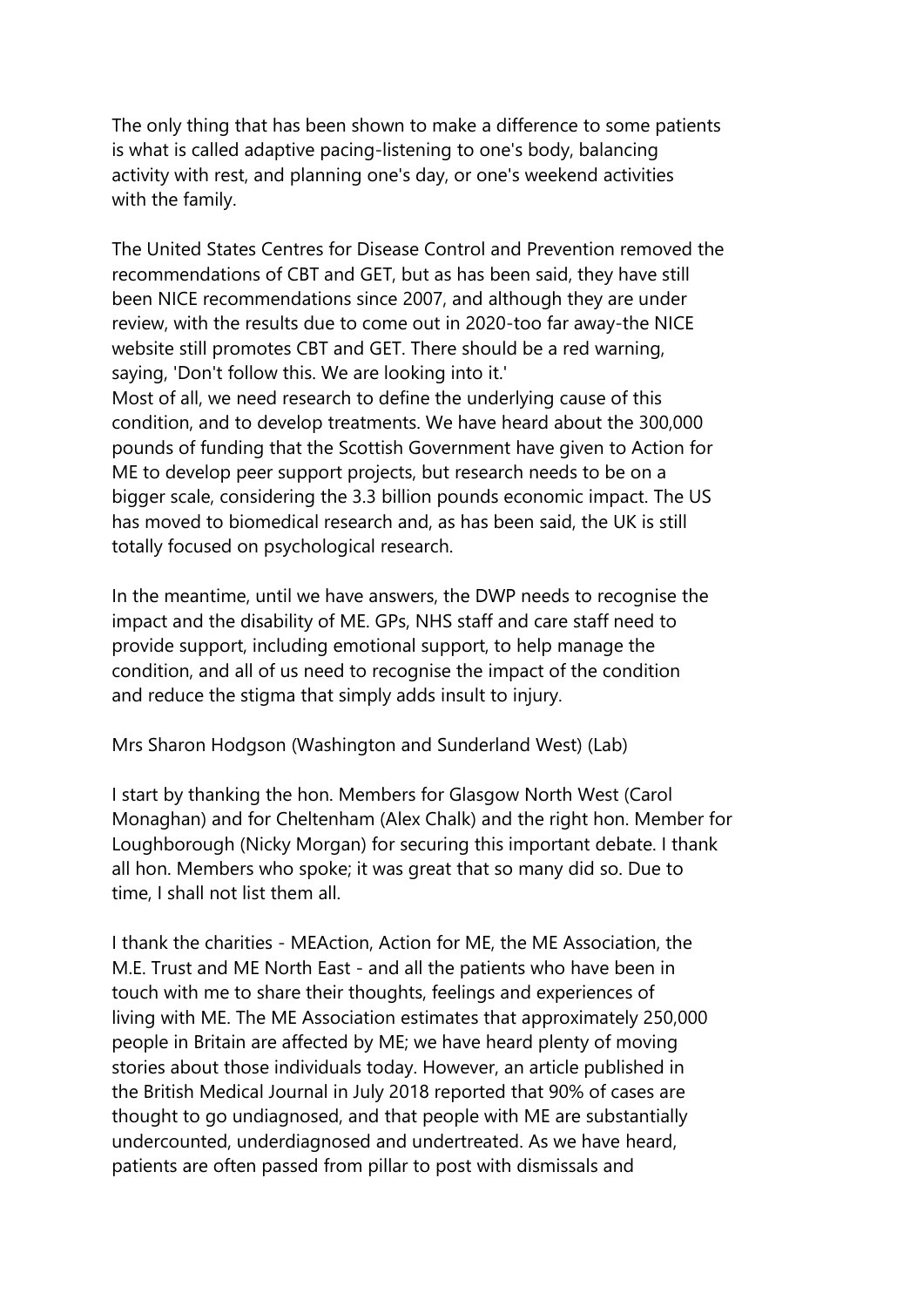The only thing that has been shown to make a difference to some patients is what is called adaptive pacing-listening to one's body, balancing activity with rest, and planning one's day, or one's weekend activities with the family.

The United States Centres for Disease Control and Prevention removed the recommendations of CBT and GET, but as has been said, they have still been NICE recommendations since 2007, and although they are under review, with the results due to come out in 2020-too far away-the NICE website still promotes CBT and GET. There should be a red warning, saying, 'Don't follow this. We are looking into it.'

Most of all, we need research to define the underlying cause of this condition, and to develop treatments. We have heard about the 300,000 pounds of funding that the Scottish Government have given to Action for ME to develop peer support projects, but research needs to be on a bigger scale, considering the 3.3 billion pounds economic impact. The US has moved to biomedical research and, as has been said, the UK is still totally focused on psychological research.

In the meantime, until we have answers, the DWP needs to recognise the impact and the disability of ME. GPs, NHS staff and care staff need to provide support, including emotional support, to help manage the condition, and all of us need to recognise the impact of the condition and reduce the stigma that simply adds insult to injury.

Mrs Sharon Hodgson (Washington and Sunderland West) (Lab)

I start by thanking the hon. Members for Glasgow North West (Carol Monaghan) and for Cheltenham (Alex Chalk) and the right hon. Member for Loughborough (Nicky Morgan) for securing this important debate. I thank all hon. Members who spoke; it was great that so many did so. Due to time, I shall not list them all.

I thank the charities - MEAction, Action for ME, the ME Association, the M.E. Trust and ME North East - and all the patients who have been in touch with me to share their thoughts, feelings and experiences of living with ME. The ME Association estimates that approximately 250,000 people in Britain are affected by ME; we have heard plenty of moving stories about those individuals today. However, an article published in the British Medical Journal in July 2018 reported that 90% of cases are thought to go undiagnosed, and that people with ME are substantially undercounted, underdiagnosed and undertreated. As we have heard, patients are often passed from pillar to post with dismissals and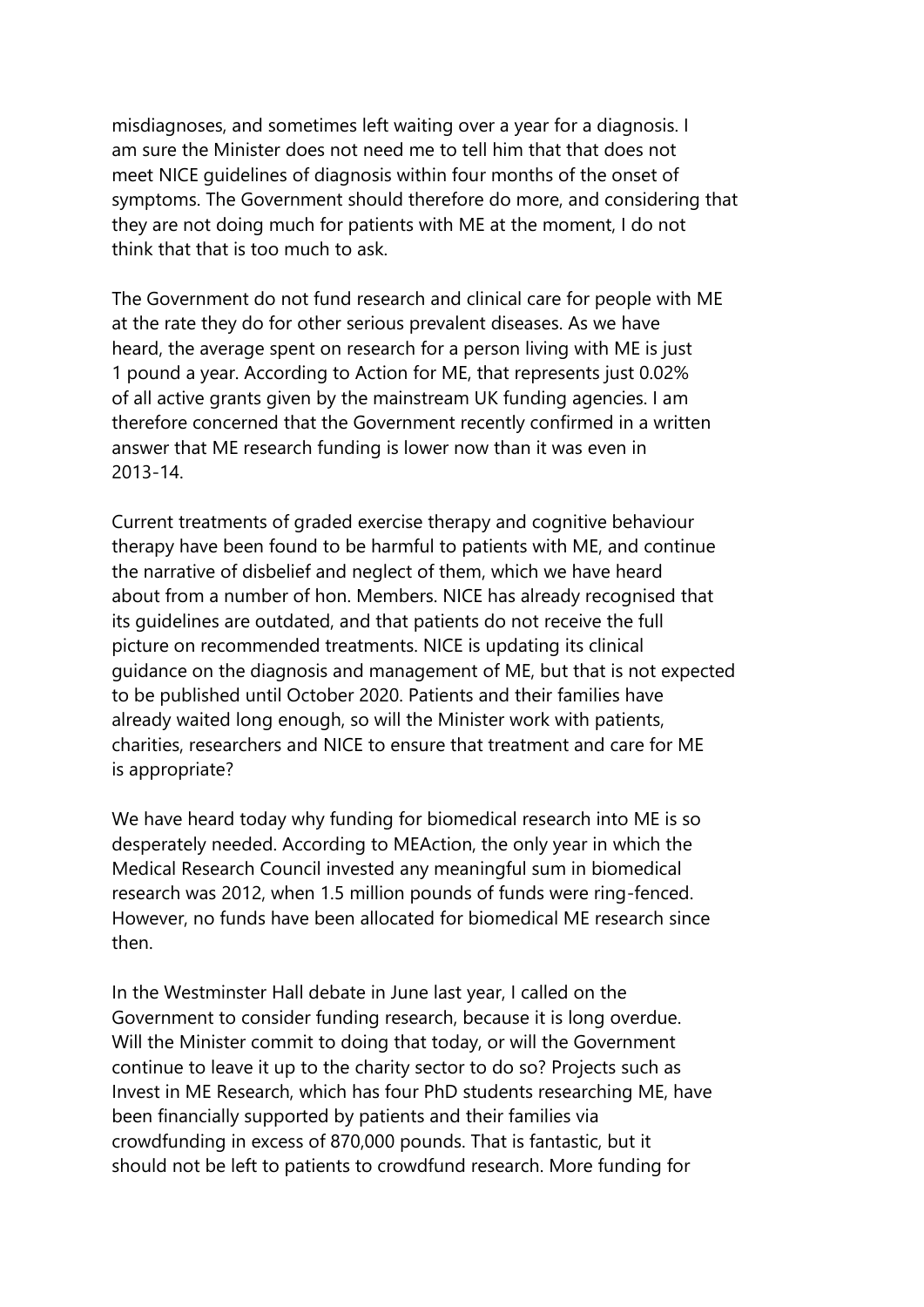misdiagnoses, and sometimes left waiting over a year for a diagnosis. I am sure the Minister does not need me to tell him that that does not meet NICE guidelines of diagnosis within four months of the onset of symptoms. The Government should therefore do more, and considering that they are not doing much for patients with ME at the moment, I do not think that that is too much to ask.

The Government do not fund research and clinical care for people with ME at the rate they do for other serious prevalent diseases. As we have heard, the average spent on research for a person living with ME is just 1 pound a year. According to Action for ME, that represents just 0.02% of all active grants given by the mainstream UK funding agencies. I am therefore concerned that the Government recently confirmed in a written answer that ME research funding is lower now than it was even in 2013-14.

Current treatments of graded exercise therapy and cognitive behaviour therapy have been found to be harmful to patients with ME, and continue the narrative of disbelief and neglect of them, which we have heard about from a number of hon. Members. NICE has already recognised that its guidelines are outdated, and that patients do not receive the full picture on recommended treatments. NICE is updating its clinical guidance on the diagnosis and management of ME, but that is not expected to be published until October 2020. Patients and their families have already waited long enough, so will the Minister work with patients, charities, researchers and NICE to ensure that treatment and care for ME is appropriate?

We have heard today why funding for biomedical research into ME is so desperately needed. According to MEAction, the only year in which the Medical Research Council invested any meaningful sum in biomedical research was 2012, when 1.5 million pounds of funds were ring-fenced. However, no funds have been allocated for biomedical ME research since then.

In the Westminster Hall debate in June last year, I called on the Government to consider funding research, because it is long overdue. Will the Minister commit to doing that today, or will the Government continue to leave it up to the charity sector to do so? Projects such as Invest in ME Research, which has four PhD students researching ME, have been financially supported by patients and their families via crowdfunding in excess of 870,000 pounds. That is fantastic, but it should not be left to patients to crowdfund research. More funding for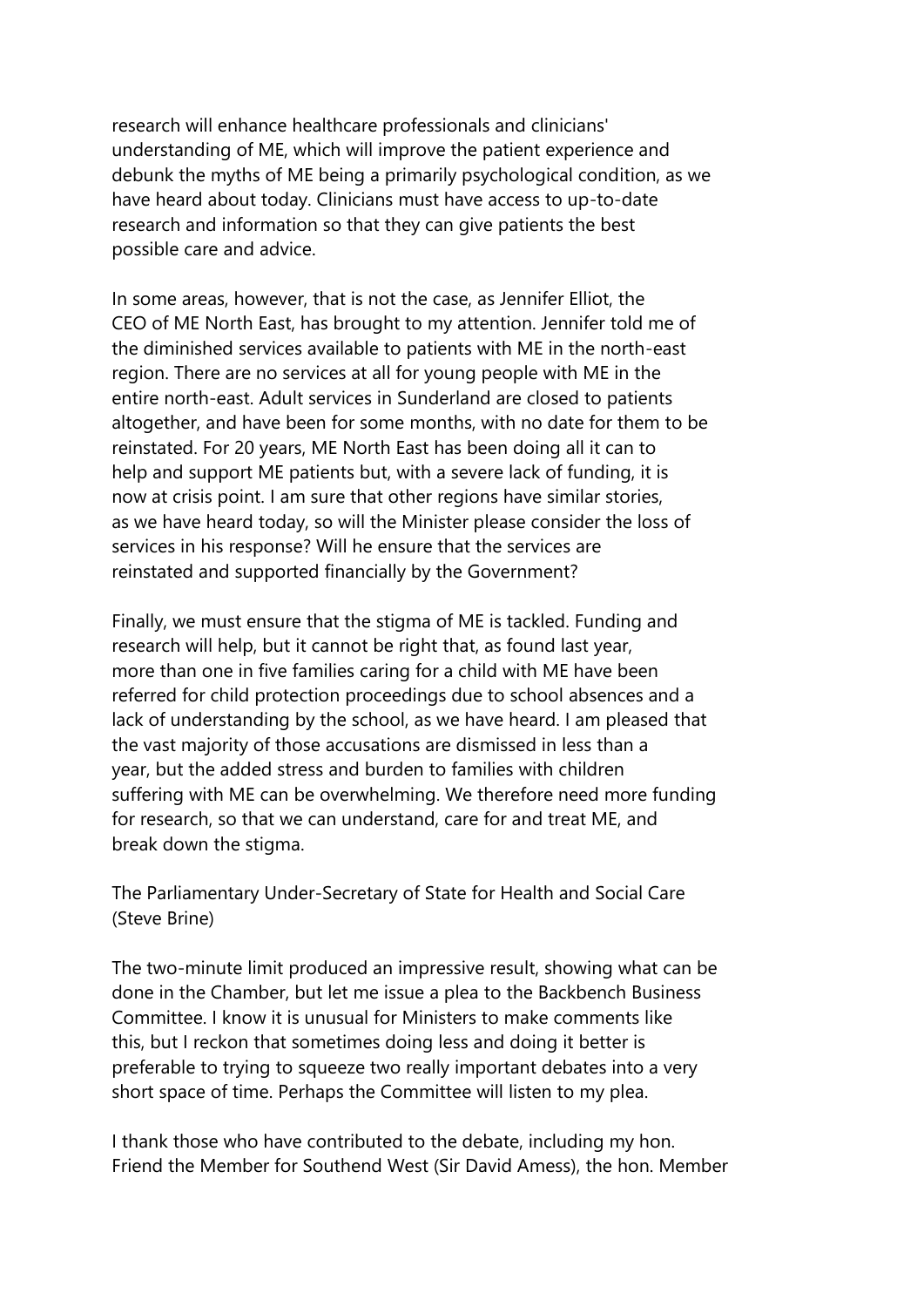research will enhance healthcare professionals and clinicians' understanding of ME, which will improve the patient experience and debunk the myths of ME being a primarily psychological condition, as we have heard about today. Clinicians must have access to up-to-date research and information so that they can give patients the best possible care and advice.

In some areas, however, that is not the case, as Jennifer Elliot, the CEO of ME North East, has brought to my attention. Jennifer told me of the diminished services available to patients with ME in the north-east region. There are no services at all for young people with ME in the entire north-east. Adult services in Sunderland are closed to patients altogether, and have been for some months, with no date for them to be reinstated. For 20 years, ME North East has been doing all it can to help and support ME patients but, with a severe lack of funding, it is now at crisis point. I am sure that other regions have similar stories, as we have heard today, so will the Minister please consider the loss of services in his response? Will he ensure that the services are reinstated and supported financially by the Government?

Finally, we must ensure that the stigma of ME is tackled. Funding and research will help, but it cannot be right that, as found last year, more than one in five families caring for a child with ME have been referred for child protection proceedings due to school absences and a lack of understanding by the school, as we have heard. I am pleased that the vast majority of those accusations are dismissed in less than a year, but the added stress and burden to families with children suffering with ME can be overwhelming. We therefore need more funding for research, so that we can understand, care for and treat ME, and break down the stigma.

The Parliamentary Under-Secretary of State for Health and Social Care (Steve Brine)

The two-minute limit produced an impressive result, showing what can be done in the Chamber, but let me issue a plea to the Backbench Business Committee. I know it is unusual for Ministers to make comments like this, but I reckon that sometimes doing less and doing it better is preferable to trying to squeeze two really important debates into a very short space of time. Perhaps the Committee will listen to my plea.

I thank those who have contributed to the debate, including my hon. Friend the Member for Southend West (Sir David Amess), the hon. Member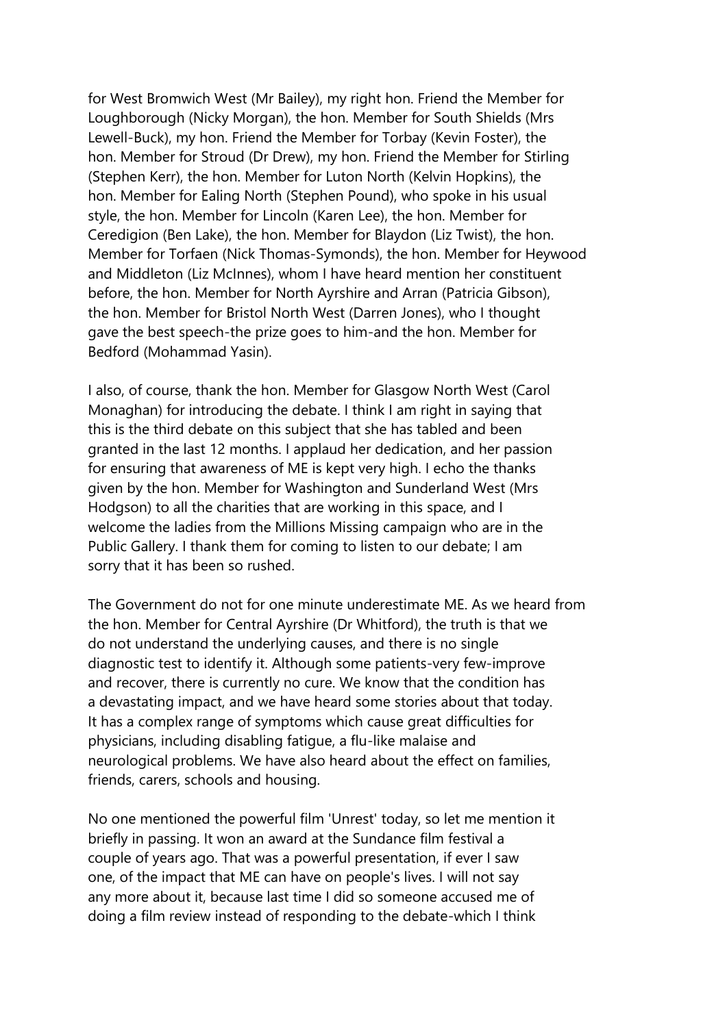for West Bromwich West (Mr Bailey), my right hon. Friend the Member for Loughborough (Nicky Morgan), the hon. Member for South Shields (Mrs Lewell-Buck), my hon. Friend the Member for Torbay (Kevin Foster), the hon. Member for Stroud (Dr Drew), my hon. Friend the Member for Stirling (Stephen Kerr), the hon. Member for Luton North (Kelvin Hopkins), the hon. Member for Ealing North (Stephen Pound), who spoke in his usual style, the hon. Member for Lincoln (Karen Lee), the hon. Member for Ceredigion (Ben Lake), the hon. Member for Blaydon (Liz Twist), the hon. Member for Torfaen (Nick Thomas-Symonds), the hon. Member for Heywood and Middleton (Liz McInnes), whom I have heard mention her constituent before, the hon. Member for North Ayrshire and Arran (Patricia Gibson), the hon. Member for Bristol North West (Darren Jones), who I thought gave the best speech-the prize goes to him-and the hon. Member for Bedford (Mohammad Yasin).

I also, of course, thank the hon. Member for Glasgow North West (Carol Monaghan) for introducing the debate. I think I am right in saying that this is the third debate on this subject that she has tabled and been granted in the last 12 months. I applaud her dedication, and her passion for ensuring that awareness of ME is kept very high. I echo the thanks given by the hon. Member for Washington and Sunderland West (Mrs Hodgson) to all the charities that are working in this space, and I welcome the ladies from the Millions Missing campaign who are in the Public Gallery. I thank them for coming to listen to our debate; I am sorry that it has been so rushed.

The Government do not for one minute underestimate ME. As we heard from the hon. Member for Central Ayrshire (Dr Whitford), the truth is that we do not understand the underlying causes, and there is no single diagnostic test to identify it. Although some patients-very few-improve and recover, there is currently no cure. We know that the condition has a devastating impact, and we have heard some stories about that today. It has a complex range of symptoms which cause great difficulties for physicians, including disabling fatigue, a flu-like malaise and neurological problems. We have also heard about the effect on families, friends, carers, schools and housing.

No one mentioned the powerful film 'Unrest' today, so let me mention it briefly in passing. It won an award at the Sundance film festival a couple of years ago. That was a powerful presentation, if ever I saw one, of the impact that ME can have on people's lives. I will not say any more about it, because last time I did so someone accused me of doing a film review instead of responding to the debate-which I think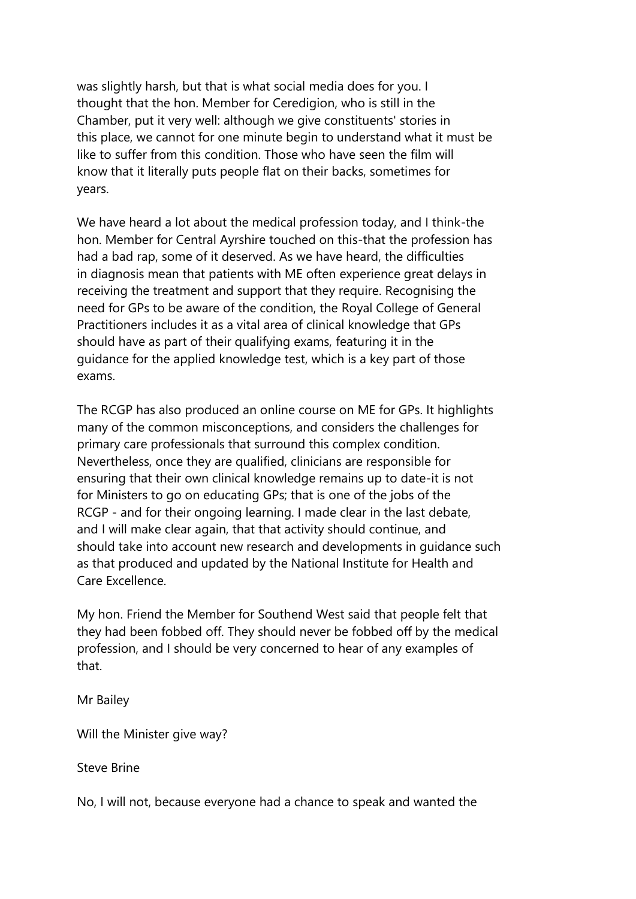was slightly harsh, but that is what social media does for you. I thought that the hon. Member for Ceredigion, who is still in the Chamber, put it very well: although we give constituents' stories in this place, we cannot for one minute begin to understand what it must be like to suffer from this condition. Those who have seen the film will know that it literally puts people flat on their backs, sometimes for years.

We have heard a lot about the medical profession today, and I think-the hon. Member for Central Ayrshire touched on this-that the profession has had a bad rap, some of it deserved. As we have heard, the difficulties in diagnosis mean that patients with ME often experience great delays in receiving the treatment and support that they require. Recognising the need for GPs to be aware of the condition, the Royal College of General Practitioners includes it as a vital area of clinical knowledge that GPs should have as part of their qualifying exams, featuring it in the guidance for the applied knowledge test, which is a key part of those exams.

The RCGP has also produced an online course on ME for GPs. It highlights many of the common misconceptions, and considers the challenges for primary care professionals that surround this complex condition. Nevertheless, once they are qualified, clinicians are responsible for ensuring that their own clinical knowledge remains up to date-it is not for Ministers to go on educating GPs; that is one of the jobs of the RCGP - and for their ongoing learning. I made clear in the last debate, and I will make clear again, that that activity should continue, and should take into account new research and developments in guidance such as that produced and updated by the National Institute for Health and Care Excellence.

My hon. Friend the Member for Southend West said that people felt that they had been fobbed off. They should never be fobbed off by the medical profession, and I should be very concerned to hear of any examples of that.

Mr Bailey

Will the Minister give way?

Steve Brine

No, I will not, because everyone had a chance to speak and wanted the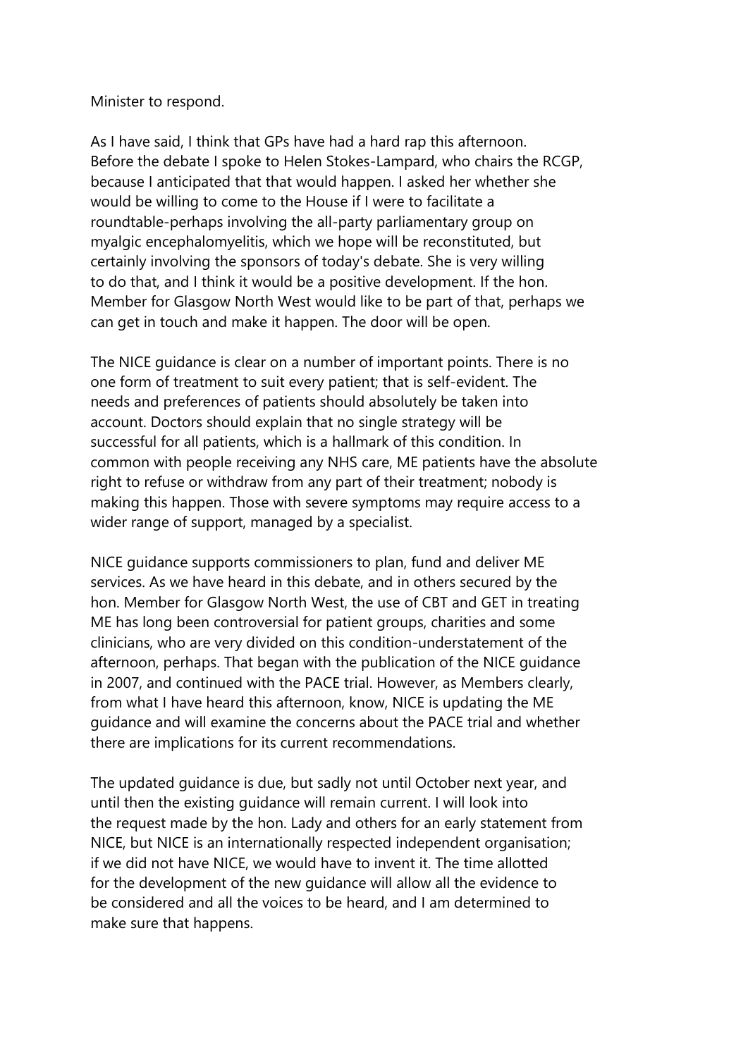Minister to respond.

As I have said, I think that GPs have had a hard rap this afternoon. Before the debate I spoke to Helen Stokes-Lampard, who chairs the RCGP, because I anticipated that that would happen. I asked her whether she would be willing to come to the House if I were to facilitate a roundtable-perhaps involving the all-party parliamentary group on myalgic encephalomyelitis, which we hope will be reconstituted, but certainly involving the sponsors of today's debate. She is very willing to do that, and I think it would be a positive development. If the hon. Member for Glasgow North West would like to be part of that, perhaps we can get in touch and make it happen. The door will be open.

The NICE guidance is clear on a number of important points. There is no one form of treatment to suit every patient; that is self-evident. The needs and preferences of patients should absolutely be taken into account. Doctors should explain that no single strategy will be successful for all patients, which is a hallmark of this condition. In common with people receiving any NHS care, ME patients have the absolute right to refuse or withdraw from any part of their treatment; nobody is making this happen. Those with severe symptoms may require access to a wider range of support, managed by a specialist.

NICE guidance supports commissioners to plan, fund and deliver ME services. As we have heard in this debate, and in others secured by the hon. Member for Glasgow North West, the use of CBT and GET in treating ME has long been controversial for patient groups, charities and some clinicians, who are very divided on this condition-understatement of the afternoon, perhaps. That began with the publication of the NICE guidance in 2007, and continued with the PACE trial. However, as Members clearly, from what I have heard this afternoon, know, NICE is updating the ME guidance and will examine the concerns about the PACE trial and whether there are implications for its current recommendations.

The updated guidance is due, but sadly not until October next year, and until then the existing guidance will remain current. I will look into the request made by the hon. Lady and others for an early statement from NICE, but NICE is an internationally respected independent organisation; if we did not have NICE, we would have to invent it. The time allotted for the development of the new guidance will allow all the evidence to be considered and all the voices to be heard, and I am determined to make sure that happens.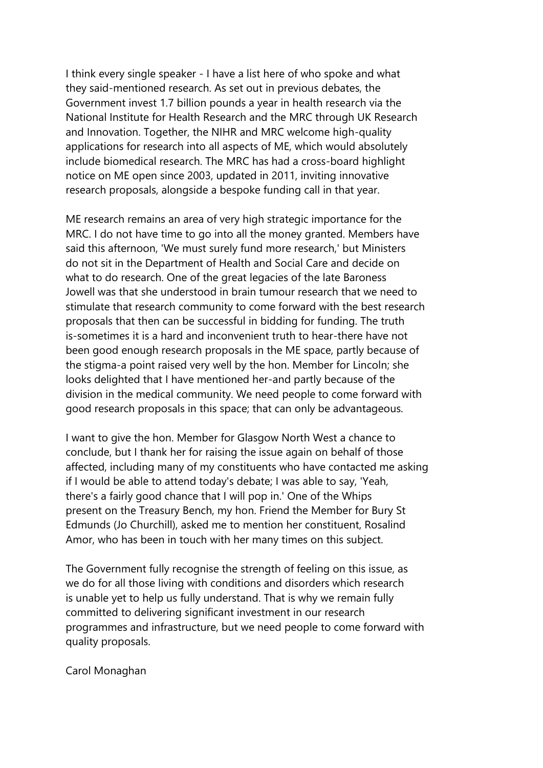I think every single speaker - I have a list here of who spoke and what they said-mentioned research. As set out in previous debates, the Government invest 1.7 billion pounds a year in health research via the National Institute for Health Research and the MRC through UK Research and Innovation. Together, the NIHR and MRC welcome high-quality applications for research into all aspects of ME, which would absolutely include biomedical research. The MRC has had a cross-board highlight notice on ME open since 2003, updated in 2011, inviting innovative research proposals, alongside a bespoke funding call in that year.

ME research remains an area of very high strategic importance for the MRC. I do not have time to go into all the money granted. Members have said this afternoon, 'We must surely fund more research,' but Ministers do not sit in the Department of Health and Social Care and decide on what to do research. One of the great legacies of the late Baroness Jowell was that she understood in brain tumour research that we need to stimulate that research community to come forward with the best research proposals that then can be successful in bidding for funding. The truth is-sometimes it is a hard and inconvenient truth to hear-there have not been good enough research proposals in the ME space, partly because of the stigma-a point raised very well by the hon. Member for Lincoln; she looks delighted that I have mentioned her-and partly because of the division in the medical community. We need people to come forward with good research proposals in this space; that can only be advantageous.

I want to give the hon. Member for Glasgow North West a chance to conclude, but I thank her for raising the issue again on behalf of those affected, including many of my constituents who have contacted me asking if I would be able to attend today's debate; I was able to say, 'Yeah, there's a fairly good chance that I will pop in.' One of the Whips present on the Treasury Bench, my hon. Friend the Member for Bury St Edmunds (Jo Churchill), asked me to mention her constituent, Rosalind Amor, who has been in touch with her many times on this subject.

The Government fully recognise the strength of feeling on this issue, as we do for all those living with conditions and disorders which research is unable yet to help us fully understand. That is why we remain fully committed to delivering significant investment in our research programmes and infrastructure, but we need people to come forward with quality proposals.

Carol Monaghan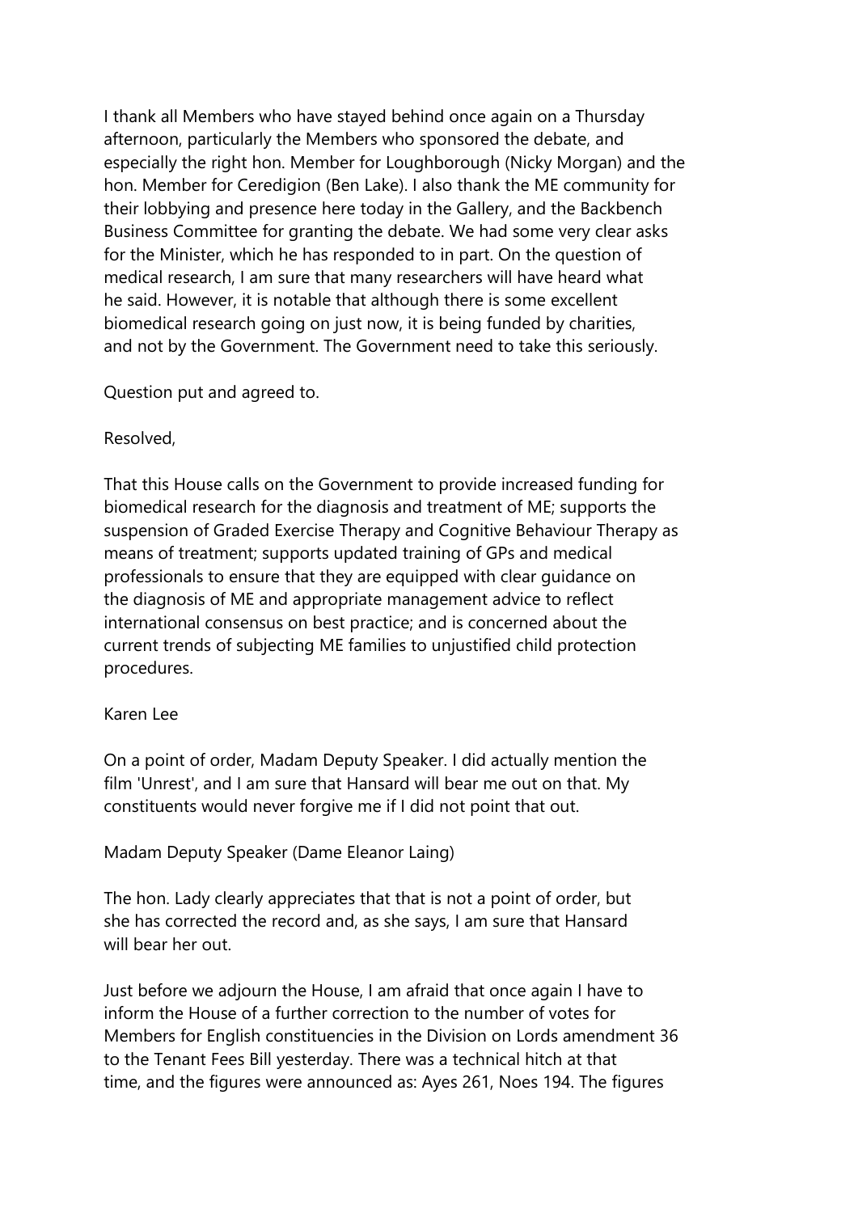I thank all Members who have stayed behind once again on a Thursday afternoon, particularly the Members who sponsored the debate, and especially the right hon. Member for Loughborough (Nicky Morgan) and the hon. Member for Ceredigion (Ben Lake). I also thank the ME community for their lobbying and presence here today in the Gallery, and the Backbench Business Committee for granting the debate. We had some very clear asks for the Minister, which he has responded to in part. On the question of medical research, I am sure that many researchers will have heard what he said. However, it is notable that although there is some excellent biomedical research going on just now, it is being funded by charities, and not by the Government. The Government need to take this seriously.

Question put and agreed to.

Resolved,

That this House calls on the Government to provide increased funding for biomedical research for the diagnosis and treatment of ME; supports the suspension of Graded Exercise Therapy and Cognitive Behaviour Therapy as means of treatment; supports updated training of GPs and medical professionals to ensure that they are equipped with clear guidance on the diagnosis of ME and appropriate management advice to reflect international consensus on best practice; and is concerned about the current trends of subjecting ME families to unjustified child protection procedures.

Karen Lee

On a point of order, Madam Deputy Speaker. I did actually mention the film 'Unrest', and I am sure that Hansard will bear me out on that. My constituents would never forgive me if I did not point that out.

Madam Deputy Speaker (Dame Eleanor Laing)

The hon. Lady clearly appreciates that that is not a point of order, but she has corrected the record and, as she says, I am sure that Hansard will bear her out.

Just before we adjourn the House, I am afraid that once again I have to inform the House of a further correction to the number of votes for Members for English constituencies in the Division on Lords amendment 36 to the Tenant Fees Bill yesterday. There was a technical hitch at that time, and the figures were announced as: Ayes 261, Noes 194. The figures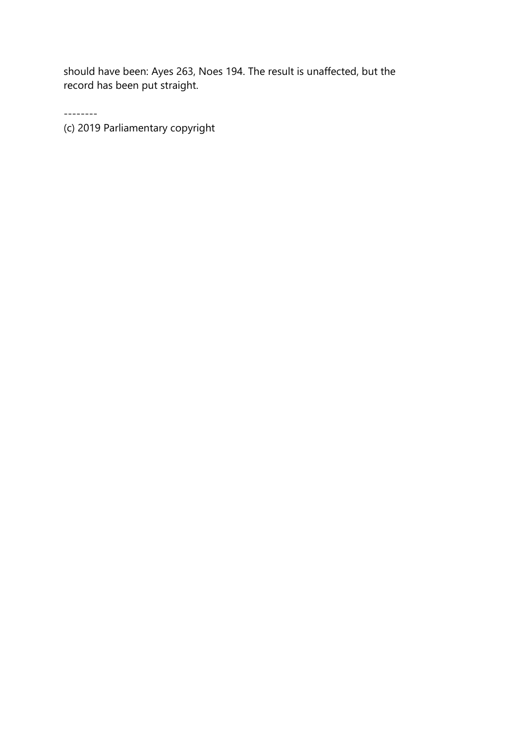should have been: Ayes 263, Noes 194. The result is unaffected, but the record has been put straight.

--------

(c) 2019 Parliamentary copyright